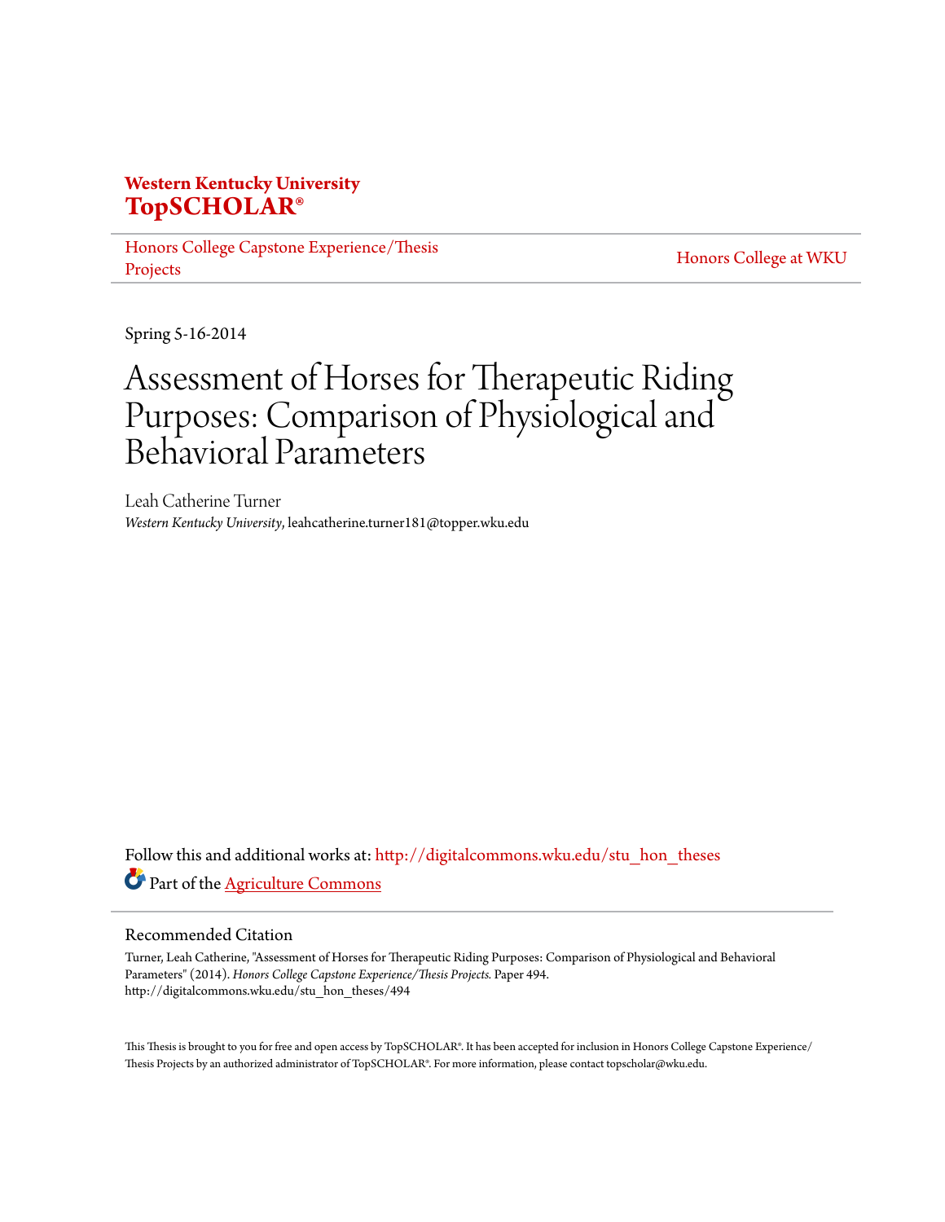**Western Kentucky University**
**TopSCHOLAR®**

Honors College Capstone Experience/Thesis Projects

Honors College at WKU

Spring 5-16-2014

# Assessment of Horses for Therapeutic Riding Purposes: Comparison of Physiological and Behavioral Parameters

Leah Catherine Turner
*Western Kentucky University*, leahcatherine.turner181@topper.wku.edu

Follow this and additional works at: http://digitalcommons.wku.edu/stu_hon_theses

Part of the Agriculture Commons

## Recommended Citation

Turner, Leah Catherine, "Assessment of Horses for Therapeutic Riding Purposes: Comparison of Physiological and Behavioral Parameters" (2014). *Honors College Capstone Experience/Thesis Projects.* Paper 494.
http://digitalcommons.wku.edu/stu_hon_theses/494

This Thesis is brought to you for free and open access by TopSCHOLAR®. It has been accepted for inclusion in Honors College Capstone Experience/Thesis Projects by an authorized administrator of TopSCHOLAR®. For more information, please contact topscholar@wku.edu.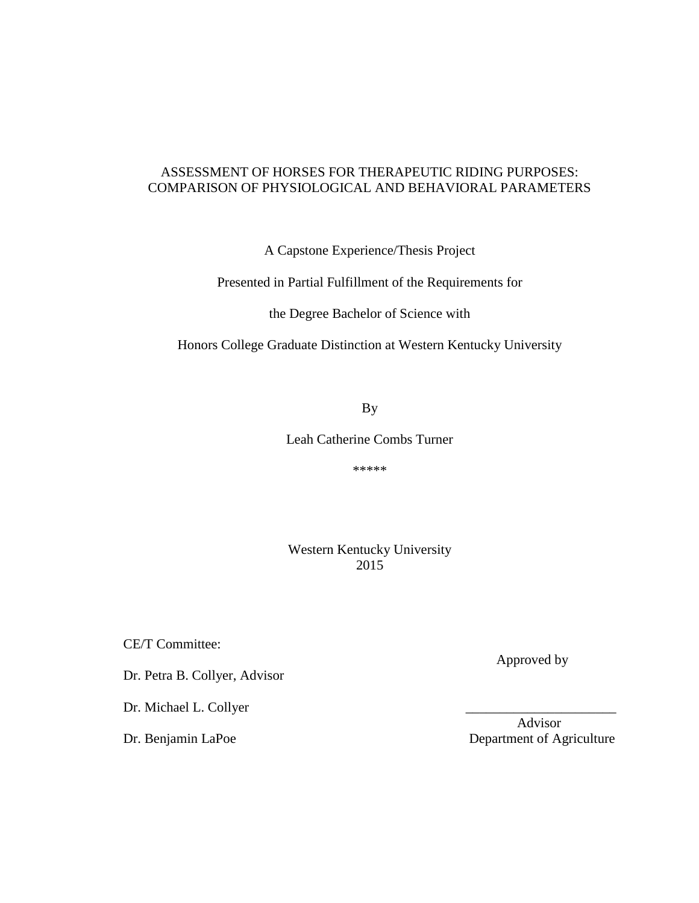# ASSESSMENT OF HORSES FOR THERAPEUTIC RIDING PURPOSES: COMPARISON OF PHYSIOLOGICAL AND BEHAVIORAL PARAMETERS

A Capstone Experience/Thesis Project

Presented in Partial Fulfillment of the Requirements for

the Degree Bachelor of Science with

Honors College Graduate Distinction at Western Kentucky University

By

Leah Catherine Combs Turner

*****

Western Kentucky University
2015

CE/T Committee:

Dr. Petra B. Collyer, Advisor

Dr. Michael L. Collyer

Dr. Benjamin LaPoe

Approved by

______________________

Advisor
Department of Agriculture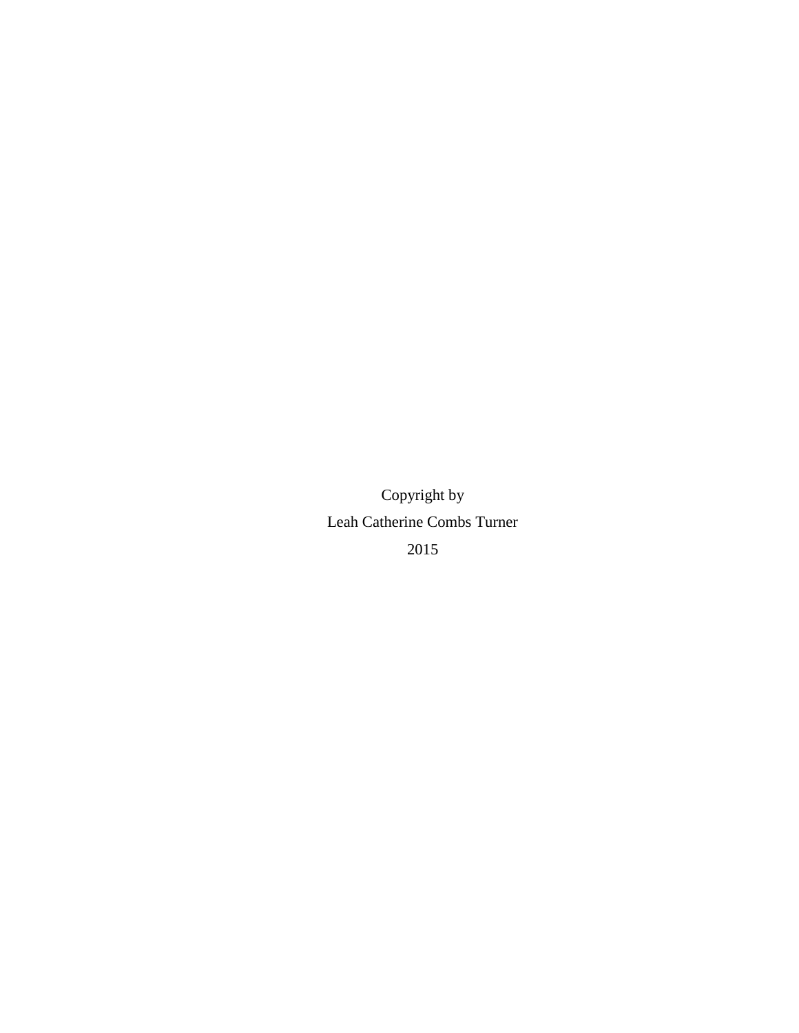Copyright by

Leah Catherine Combs Turner

2015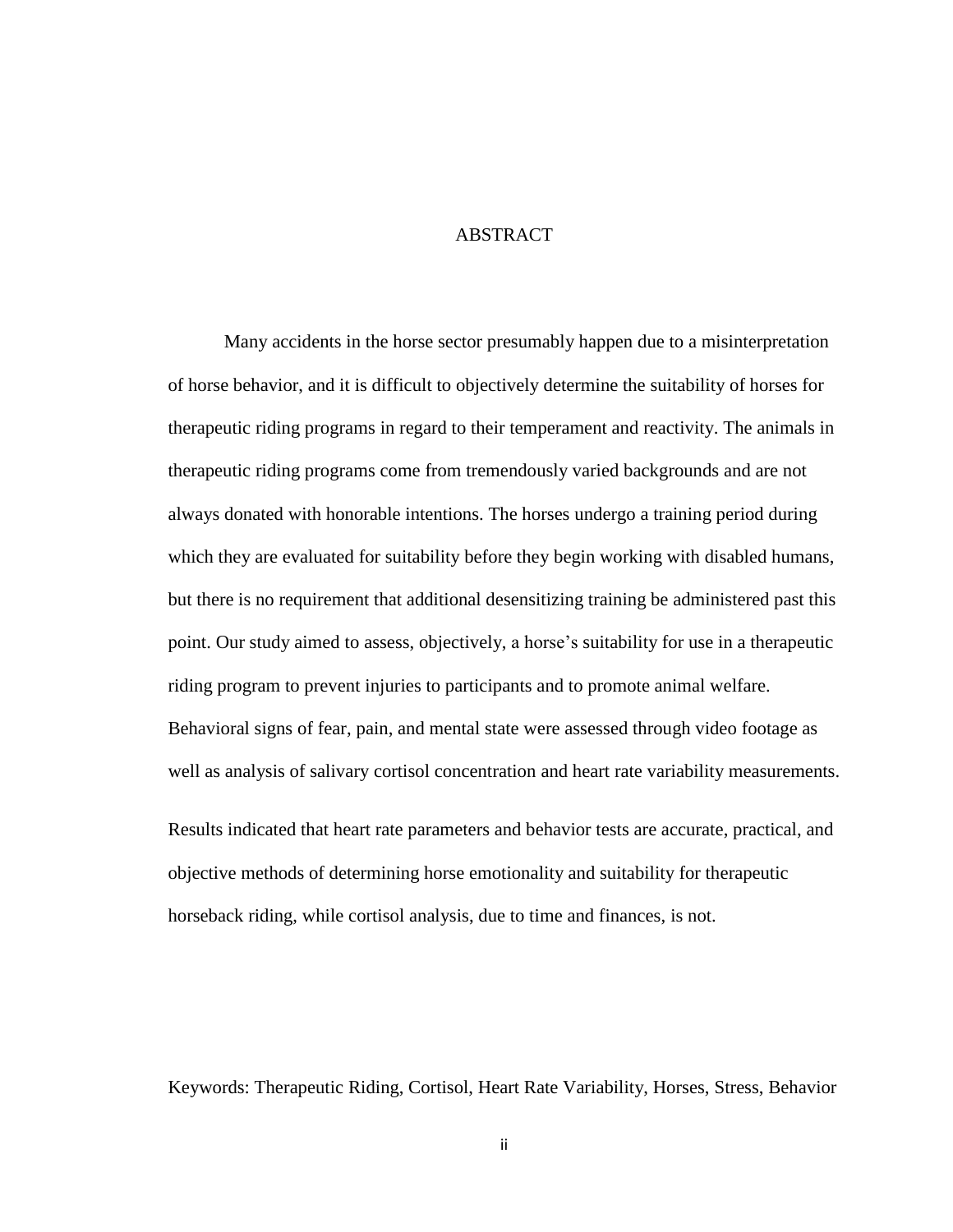# ABSTRACT

Many accidents in the horse sector presumably happen due to a misinterpretation of horse behavior, and it is difficult to objectively determine the suitability of horses for therapeutic riding programs in regard to their temperament and reactivity. The animals in therapeutic riding programs come from tremendously varied backgrounds and are not always donated with honorable intentions. The horses undergo a training period during which they are evaluated for suitability before they begin working with disabled humans, but there is no requirement that additional desensitizing training be administered past this point. Our study aimed to assess, objectively, a horse's suitability for use in a therapeutic riding program to prevent injuries to participants and to promote animal welfare. Behavioral signs of fear, pain, and mental state were assessed through video footage as well as analysis of salivary cortisol concentration and heart rate variability measurements.

Results indicated that heart rate parameters and behavior tests are accurate, practical, and objective methods of determining horse emotionality and suitability for therapeutic horseback riding, while cortisol analysis, due to time and finances, is not.

Keywords: Therapeutic Riding, Cortisol, Heart Rate Variability, Horses, Stress, Behavior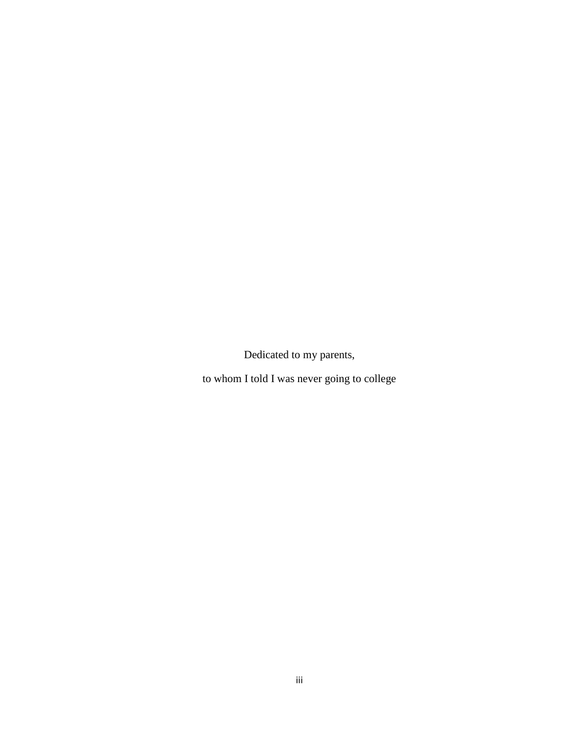Dedicated to my parents,

to whom I told I was never going to college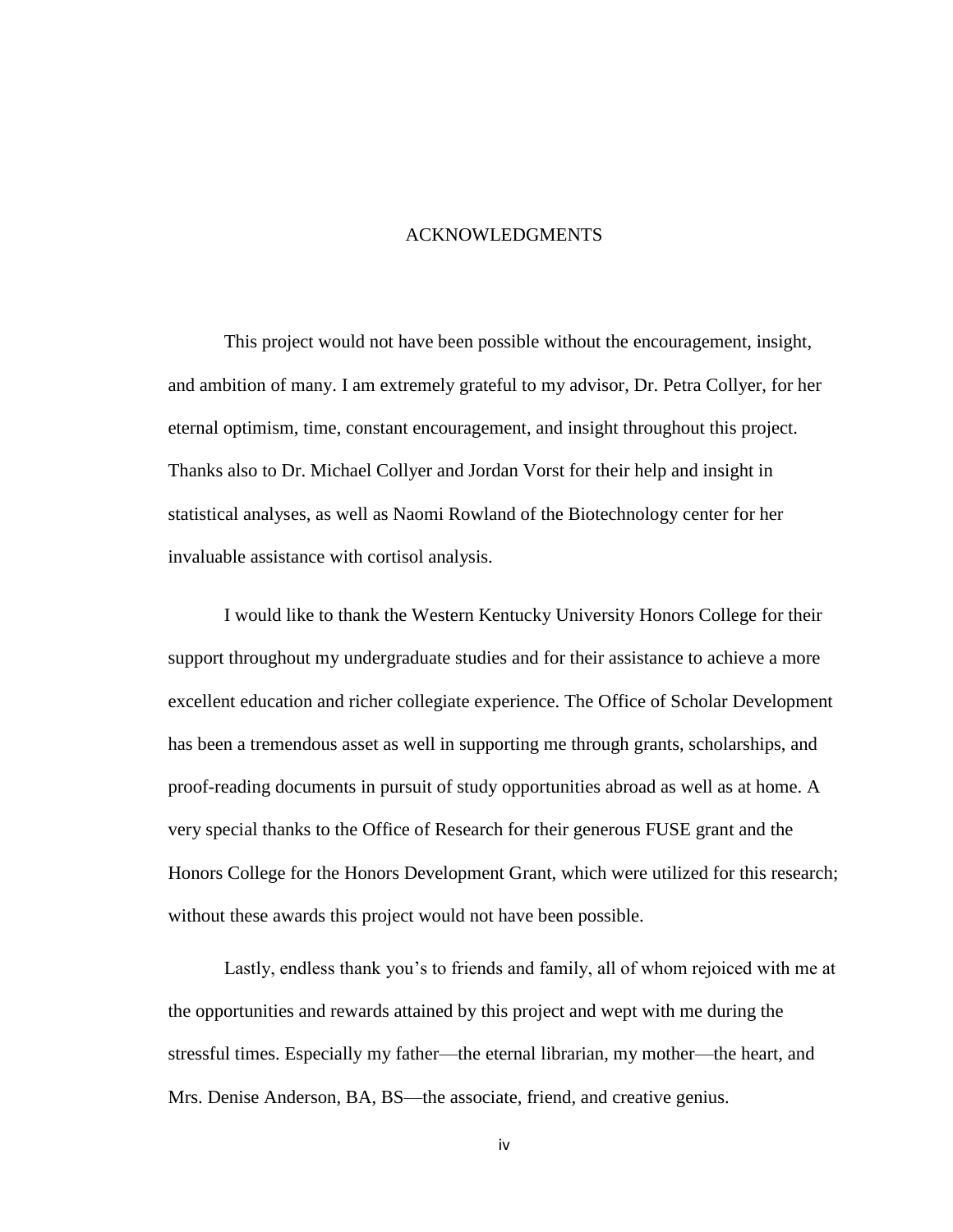# ACKNOWLEDGMENTS

This project would not have been possible without the encouragement, insight, and ambition of many. I am extremely grateful to my advisor, Dr. Petra Collyer, for her eternal optimism, time, constant encouragement, and insight throughout this project. Thanks also to Dr. Michael Collyer and Jordan Vorst for their help and insight in statistical analyses, as well as Naomi Rowland of the Biotechnology center for her invaluable assistance with cortisol analysis.

I would like to thank the Western Kentucky University Honors College for their support throughout my undergraduate studies and for their assistance to achieve a more excellent education and richer collegiate experience. The Office of Scholar Development has been a tremendous asset as well in supporting me through grants, scholarships, and proof-reading documents in pursuit of study opportunities abroad as well as at home. A very special thanks to the Office of Research for their generous FUSE grant and the Honors College for the Honors Development Grant, which were utilized for this research; without these awards this project would not have been possible.

Lastly, endless thank you's to friends and family, all of whom rejoiced with me at the opportunities and rewards attained by this project and wept with me during the stressful times. Especially my father—the eternal librarian, my mother—the heart, and Mrs. Denise Anderson, BA, BS—the associate, friend, and creative genius.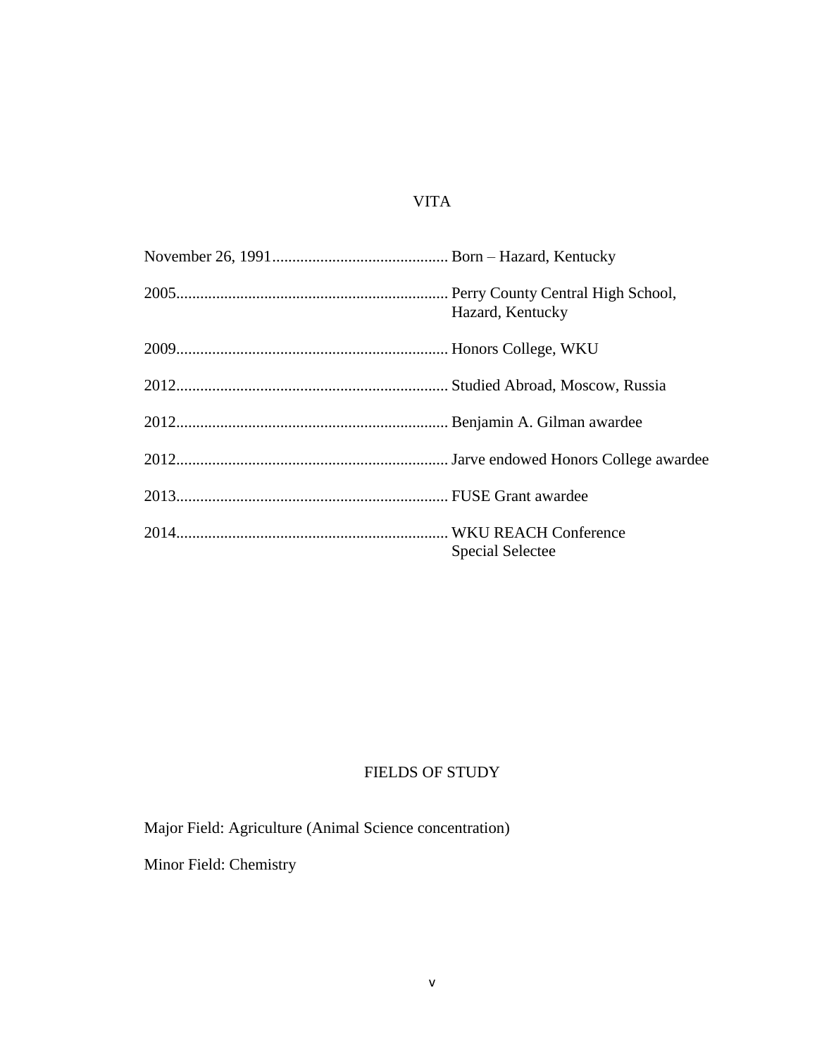# VITA

| | |
|---|---|
| November 26, 1991 | Born – Hazard, Kentucky |
| 2005 | Perry County Central High School, Hazard, Kentucky |
| 2009 | Honors College, WKU |
| 2012 | Studied Abroad, Moscow, Russia |
| 2012 | Benjamin A. Gilman awardee |
| 2012 | Jarve endowed Honors College awardee |
| 2013 | FUSE Grant awardee |
| 2014 | WKU REACH Conference Special Selectee |

# FIELDS OF STUDY

Major Field: Agriculture (Animal Science concentration)

Minor Field: Chemistry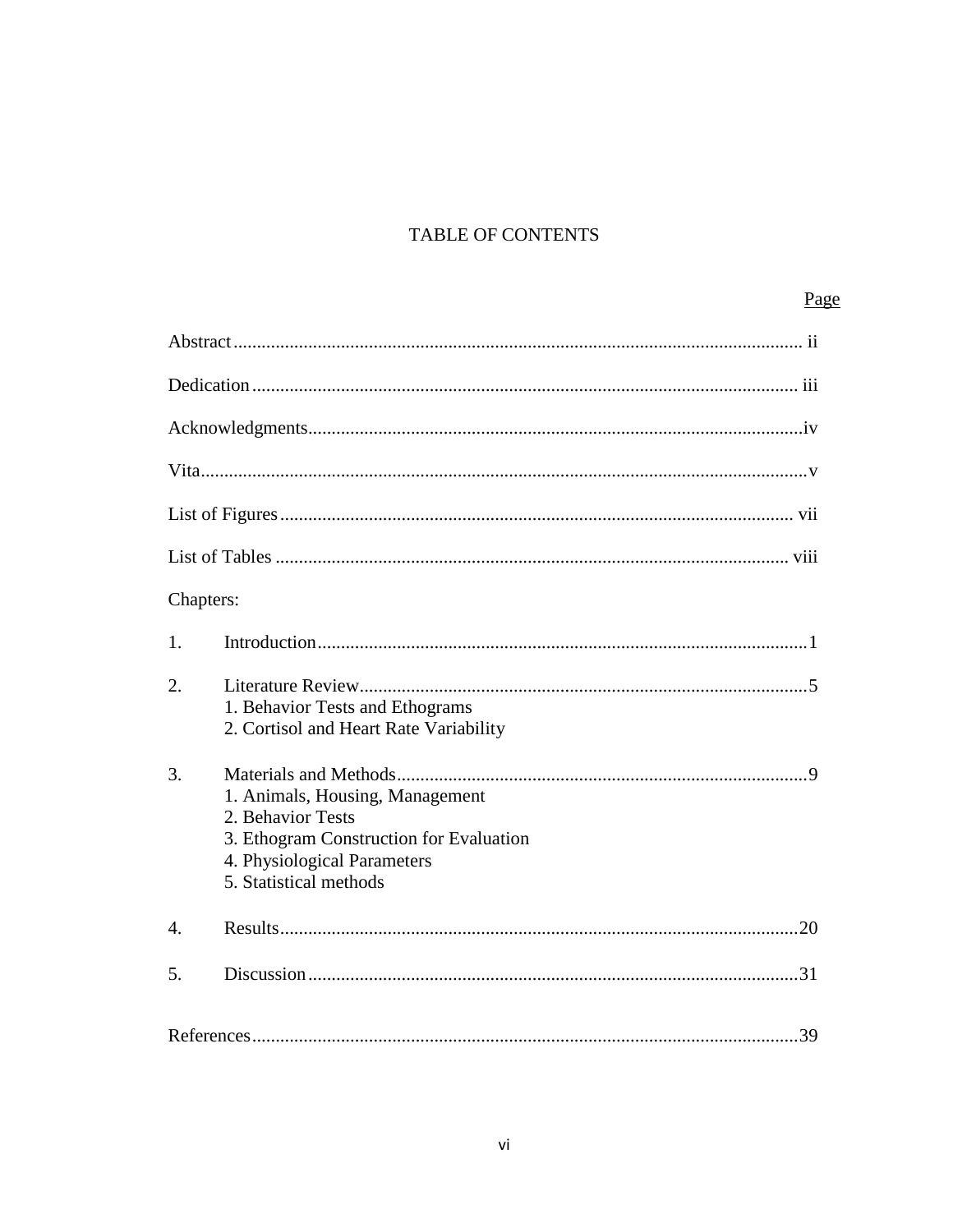# TABLE OF CONTENTS

| | Page |
|---|---|
| Abstract | ii |
| Dedication | iii |
| Acknowledgments | iv |
| Vita | v |
| List of Figures | vii |
| List of Tables | viii |

Chapters:

| | | |
|---|---|---|
| 1. | Introduction | 1 |
| 2. | Literature Review<br>1. Behavior Tests and Ethograms<br>2. Cortisol and Heart Rate Variability | 5 |
| 3. | Materials and Methods<br>1. Animals, Housing, Management<br>2. Behavior Tests<br>3. Ethogram Construction for Evaluation<br>4. Physiological Parameters<br>5. Statistical methods | 9 |
| 4. | Results | 20 |
| 5. | Discussion | 31 |

| | |
|---|---|
| References | 39 |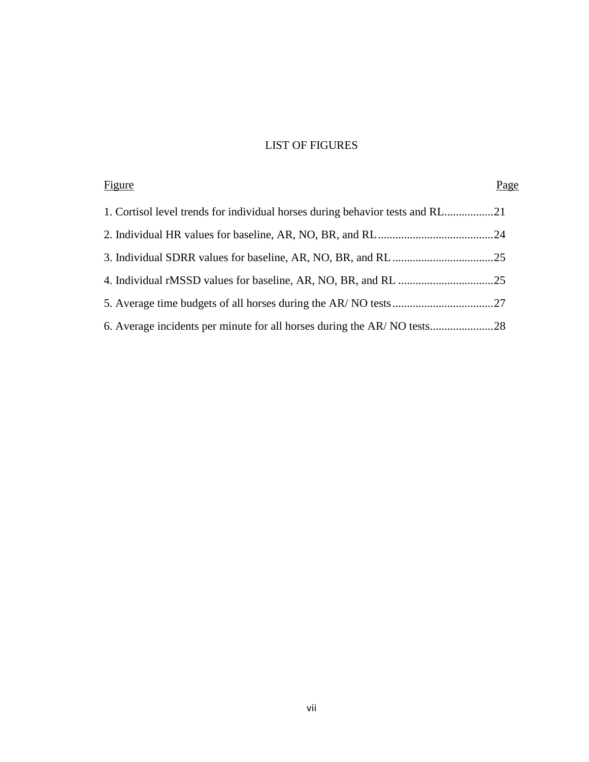# LIST OF FIGURES

| Figure | Page |
|---|---|
| 1. Cortisol level trends for individual horses during behavior tests and RL | 21 |
| 2. Individual HR values for baseline, AR, NO, BR, and RL | 24 |
| 3. Individual SDRR values for baseline, AR, NO, BR, and RL | 25 |
| 4. Individual rMSSD values for baseline, AR, NO, BR, and RL | 25 |
| 5. Average time budgets of all horses during the AR/ NO tests | 27 |
| 6. Average incidents per minute for all horses during the AR/ NO tests | 28 |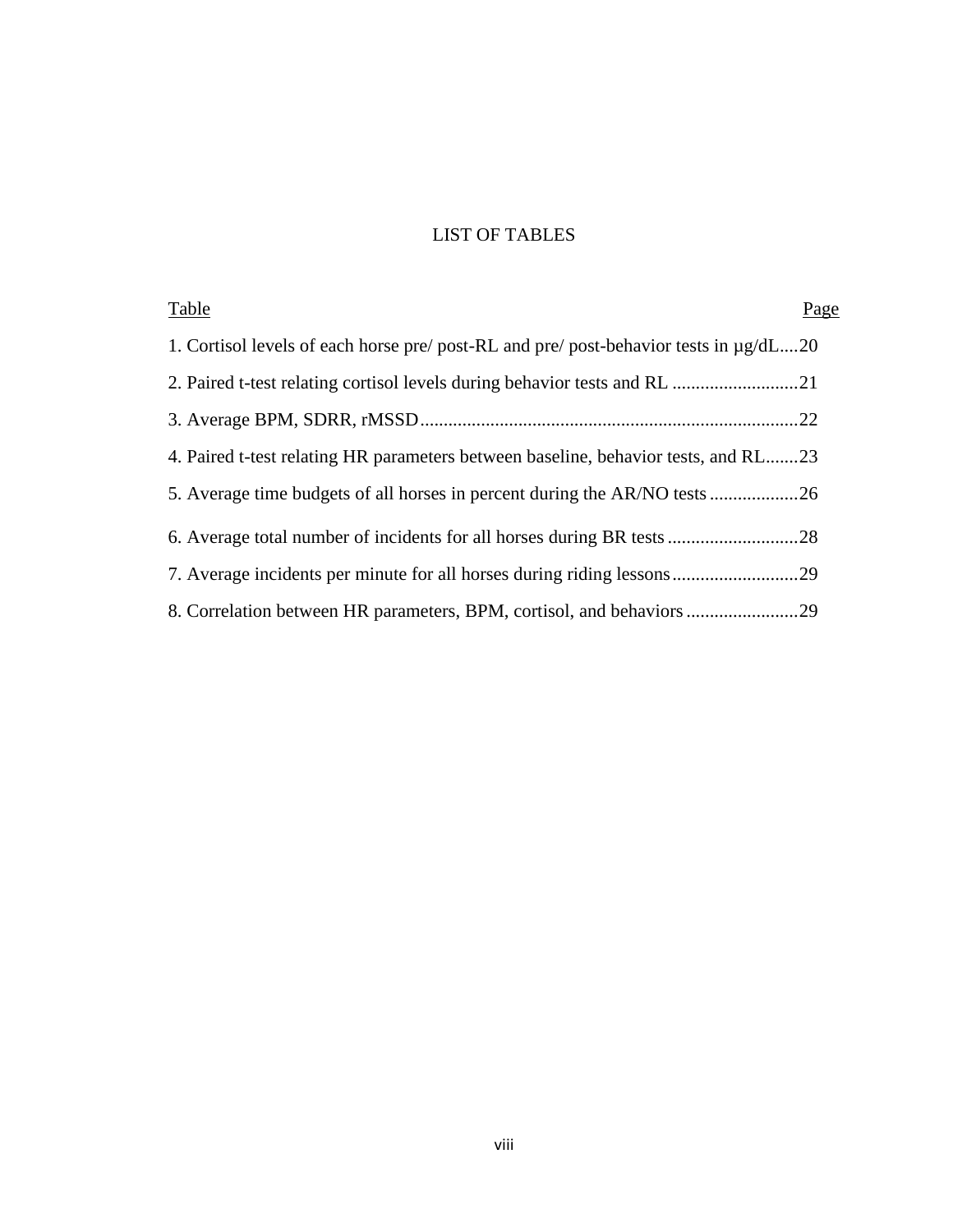# LIST OF TABLES

| Table | Page |
| --- | --- |
| 1. Cortisol levels of each horse pre/ post-RL and pre/ post-behavior tests in µg/dL | 20 |
| 2. Paired t-test relating cortisol levels during behavior tests and RL | 21 |
| 3. Average BPM, SDRR, rMSSD | 22 |
| 4. Paired t-test relating HR parameters between baseline, behavior tests, and RL | 23 |
| 5. Average time budgets of all horses in percent during the AR/NO tests | 26 |
| 6. Average total number of incidents for all horses during BR tests | 28 |
| 7. Average incidents per minute for all horses during riding lessons | 29 |
| 8. Correlation between HR parameters, BPM, cortisol, and behaviors | 29 |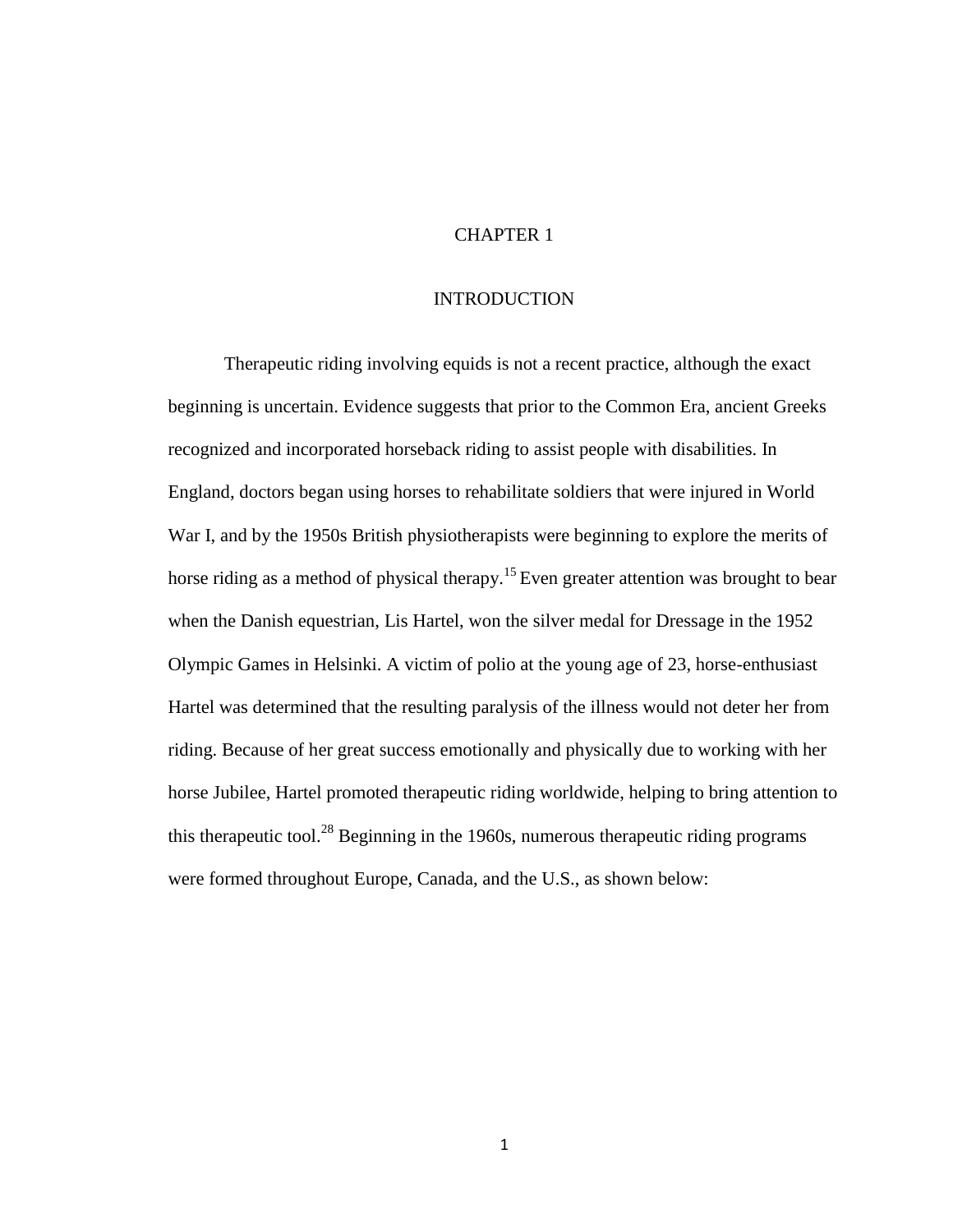# CHAPTER 1

## INTRODUCTION

Therapeutic riding involving equids is not a recent practice, although the exact beginning is uncertain. Evidence suggests that prior to the Common Era, ancient Greeks recognized and incorporated horseback riding to assist people with disabilities. In England, doctors began using horses to rehabilitate soldiers that were injured in World War I, and by the 1950s British physiotherapists were beginning to explore the merits of horse riding as a method of physical therapy.[15] Even greater attention was brought to bear when the Danish equestrian, Lis Hartel, won the silver medal for Dressage in the 1952 Olympic Games in Helsinki. A victim of polio at the young age of 23, horse-enthusiast Hartel was determined that the resulting paralysis of the illness would not deter her from riding. Because of her great success emotionally and physically due to working with her horse Jubilee, Hartel promoted therapeutic riding worldwide, helping to bring attention to this therapeutic tool.[28] Beginning in the 1960s, numerous therapeutic riding programs were formed throughout Europe, Canada, and the U.S., as shown below: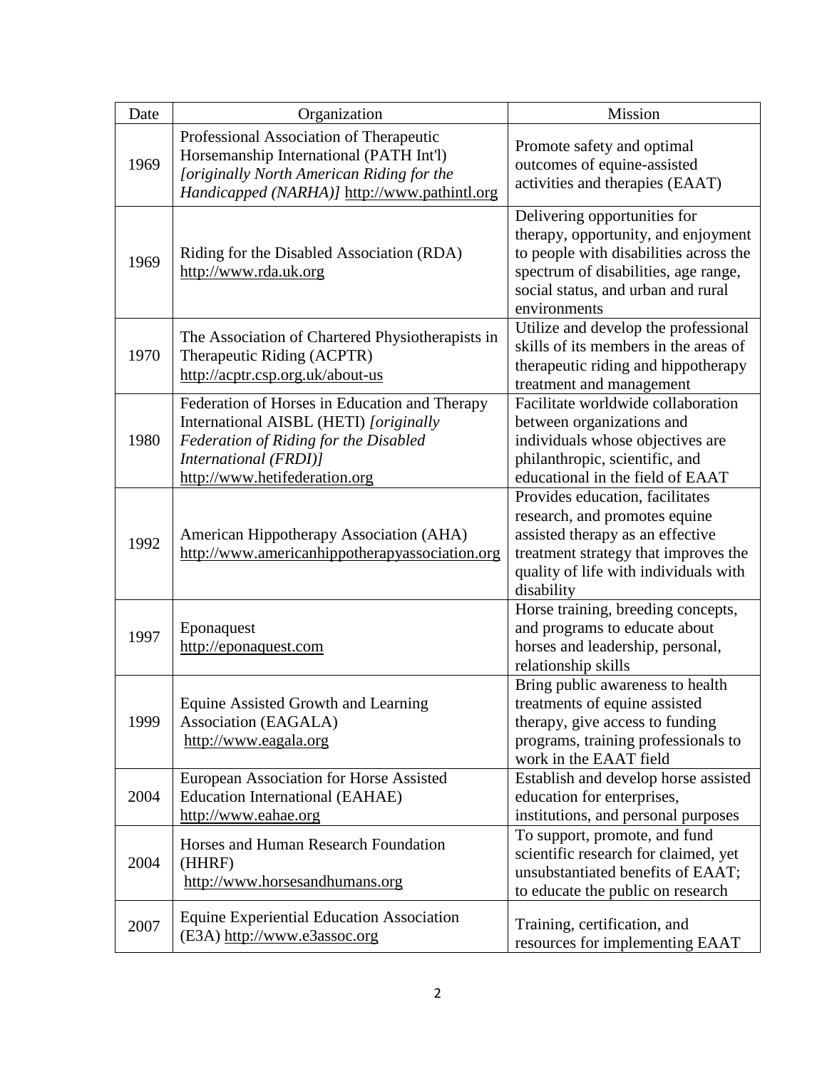| Date | Organization | Mission |
|---|---|---|
| 1969 | Professional Association of Therapeutic Horsemanship International (PATH Int'l) *[originally North American Riding for the Handicapped (NARHA)]* http://www.pathintl.org | Promote safety and optimal outcomes of equine-assisted activities and therapies (EAAT) |
| 1969 | Riding for the Disabled Association (RDA) http://www.rda.uk.org | Delivering opportunities for therapy, opportunity, and enjoyment to people with disabilities across the spectrum of disabilities, age range, social status, and urban and rural environments |
| 1970 | The Association of Chartered Physiotherapists in Therapeutic Riding (ACPTR) http://acptr.csp.org.uk/about-us | Utilize and develop the professional skills of its members in the areas of therapeutic riding and hippotherapy treatment and management |
| 1980 | Federation of Horses in Education and Therapy International AISBL (HETI) *[originally Federation of Riding for the Disabled International (FRDI)]* http://www.hetifederation.org | Facilitate worldwide collaboration between organizations and individuals whose objectives are philanthropic, scientific, and educational in the field of EAAT |
| 1992 | American Hippotherapy Association (AHA) http://www.americanhippotherapyassociation.org | Provides education, facilitates research, and promotes equine assisted therapy as an effective treatment strategy that improves the quality of life with individuals with disability |
| 1997 | Eponaquest http://eponaquest.com | Horse training, breeding concepts, and programs to educate about horses and leadership, personal, relationship skills |
| 1999 | Equine Assisted Growth and Learning Association (EAGALA) http://www.eagala.org | Bring public awareness to health treatments of equine assisted therapy, give access to funding programs, training professionals to work in the EAAT field |
| 2004 | European Association for Horse Assisted Education International (EAHAE) http://www.eahae.org | Establish and develop horse assisted education for enterprises, institutions, and personal purposes |
| 2004 | Horses and Human Research Foundation (HHRF) http://www.horsesandhumans.org | To support, promote, and fund scientific research for claimed, yet unsubstantiated benefits of EAAT; to educate the public on research |
| 2007 | Equine Experiential Education Association (E3A) http://www.e3assoc.org | Training, certification, and resources for implementing EAAT |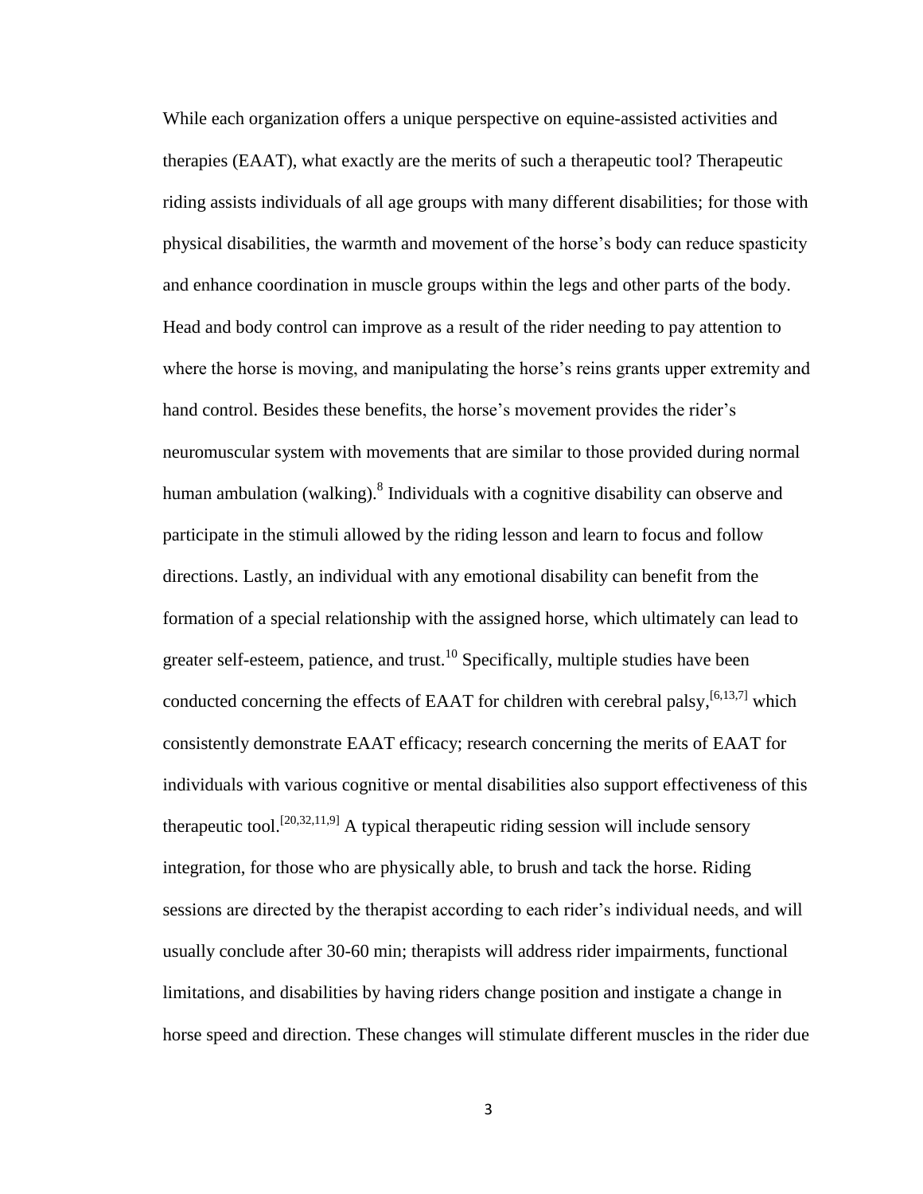While each organization offers a unique perspective on equine-assisted activities and therapies (EAAT), what exactly are the merits of such a therapeutic tool? Therapeutic riding assists individuals of all age groups with many different disabilities; for those with physical disabilities, the warmth and movement of the horse's body can reduce spasticity and enhance coordination in muscle groups within the legs and other parts of the body. Head and body control can improve as a result of the rider needing to pay attention to where the horse is moving, and manipulating the horse's reins grants upper extremity and hand control. Besides these benefits, the horse's movement provides the rider's neuromuscular system with movements that are similar to those provided during normal human ambulation (walking).[8] Individuals with a cognitive disability can observe and participate in the stimuli allowed by the riding lesson and learn to focus and follow directions. Lastly, an individual with any emotional disability can benefit from the formation of a special relationship with the assigned horse, which ultimately can lead to greater self-esteem, patience, and trust.[10] Specifically, multiple studies have been conducted concerning the effects of EAAT for children with cerebral palsy,[6,13,7] which consistently demonstrate EAAT efficacy; research concerning the merits of EAAT for individuals with various cognitive or mental disabilities also support effectiveness of this therapeutic tool.[20,32,11,9] A typical therapeutic riding session will include sensory integration, for those who are physically able, to brush and tack the horse. Riding sessions are directed by the therapist according to each rider's individual needs, and will usually conclude after 30-60 min; therapists will address rider impairments, functional limitations, and disabilities by having riders change position and instigate a change in horse speed and direction. These changes will stimulate different muscles in the rider due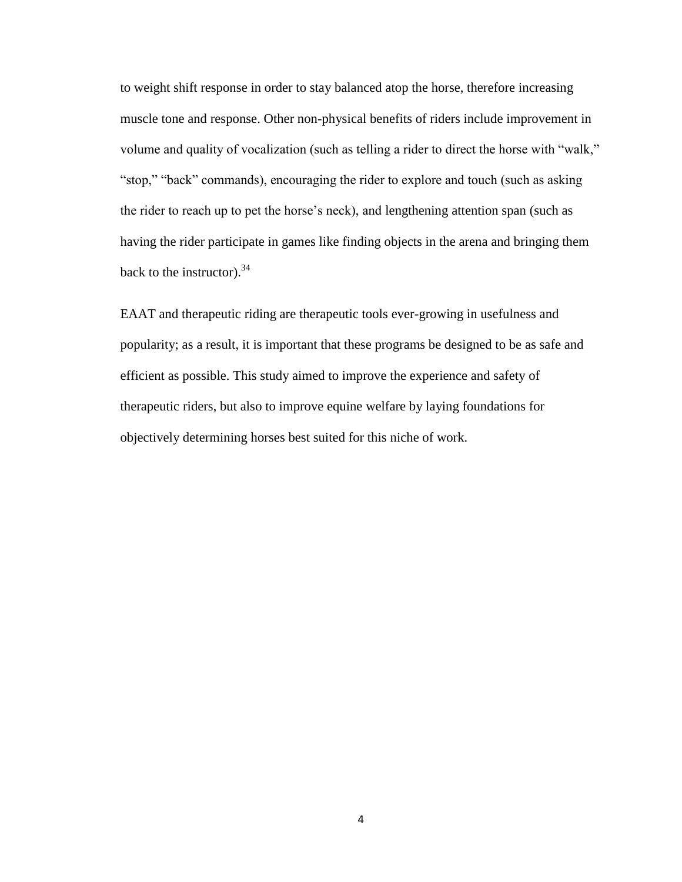to weight shift response in order to stay balanced atop the horse, therefore increasing muscle tone and response. Other non-physical benefits of riders include improvement in volume and quality of vocalization (such as telling a rider to direct the horse with "walk," "stop," "back" commands), encouraging the rider to explore and touch (such as asking the rider to reach up to pet the horse's neck), and lengthening attention span (such as having the rider participate in games like finding objects in the arena and bringing them back to the instructor).[34]

EAAT and therapeutic riding are therapeutic tools ever-growing in usefulness and popularity; as a result, it is important that these programs be designed to be as safe and efficient as possible. This study aimed to improve the experience and safety of therapeutic riders, but also to improve equine welfare by laying foundations for objectively determining horses best suited for this niche of work.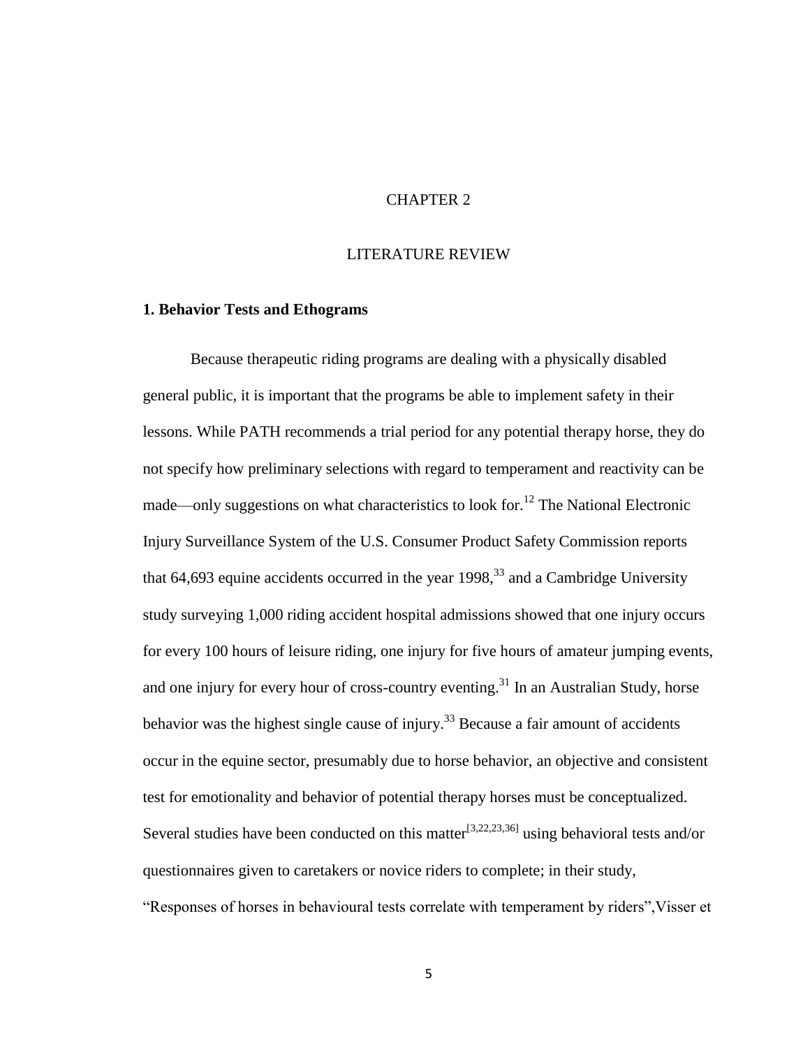# CHAPTER 2

# LITERATURE REVIEW

### 1. Behavior Tests and Ethograms

Because therapeutic riding programs are dealing with a physically disabled general public, it is important that the programs be able to implement safety in their lessons. While PATH recommends a trial period for any potential therapy horse, they do not specify how preliminary selections with regard to temperament and reactivity can be made—only suggestions on what characteristics to look for.[12] The National Electronic Injury Surveillance System of the U.S. Consumer Product Safety Commission reports that 64,693 equine accidents occurred in the year 1998,[33] and a Cambridge University study surveying 1,000 riding accident hospital admissions showed that one injury occurs for every 100 hours of leisure riding, one injury for five hours of amateur jumping events, and one injury for every hour of cross-country eventing.[31] In an Australian Study, horse behavior was the highest single cause of injury.[33] Because a fair amount of accidents occur in the equine sector, presumably due to horse behavior, an objective and consistent test for emotionality and behavior of potential therapy horses must be conceptualized. Several studies have been conducted on this matter[3,22,23,36] using behavioral tests and/or questionnaires given to caretakers or novice riders to complete; in their study, "Responses of horses in behavioural tests correlate with temperament by riders",Visser et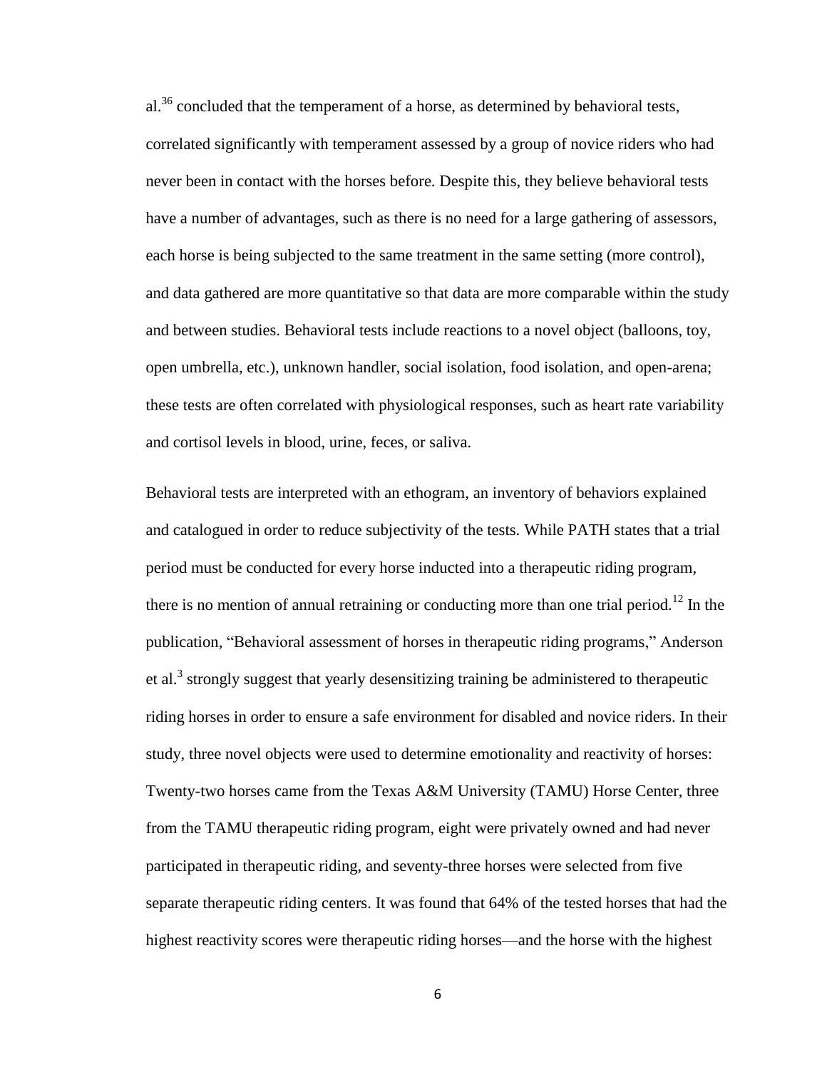al.[36] concluded that the temperament of a horse, as determined by behavioral tests, correlated significantly with temperament assessed by a group of novice riders who had never been in contact with the horses before. Despite this, they believe behavioral tests have a number of advantages, such as there is no need for a large gathering of assessors, each horse is being subjected to the same treatment in the same setting (more control), and data gathered are more quantitative so that data are more comparable within the study and between studies. Behavioral tests include reactions to a novel object (balloons, toy, open umbrella, etc.), unknown handler, social isolation, food isolation, and open-arena; these tests are often correlated with physiological responses, such as heart rate variability and cortisol levels in blood, urine, feces, or saliva.

Behavioral tests are interpreted with an ethogram, an inventory of behaviors explained and catalogued in order to reduce subjectivity of the tests. While PATH states that a trial period must be conducted for every horse inducted into a therapeutic riding program, there is no mention of annual retraining or conducting more than one trial period.[12] In the publication, "Behavioral assessment of horses in therapeutic riding programs," Anderson et al.[3] strongly suggest that yearly desensitizing training be administered to therapeutic riding horses in order to ensure a safe environment for disabled and novice riders. In their study, three novel objects were used to determine emotionality and reactivity of horses: Twenty-two horses came from the Texas A&M University (TAMU) Horse Center, three from the TAMU therapeutic riding program, eight were privately owned and had never participated in therapeutic riding, and seventy-three horses were selected from five separate therapeutic riding centers. It was found that 64% of the tested horses that had the highest reactivity scores were therapeutic riding horses—and the horse with the highest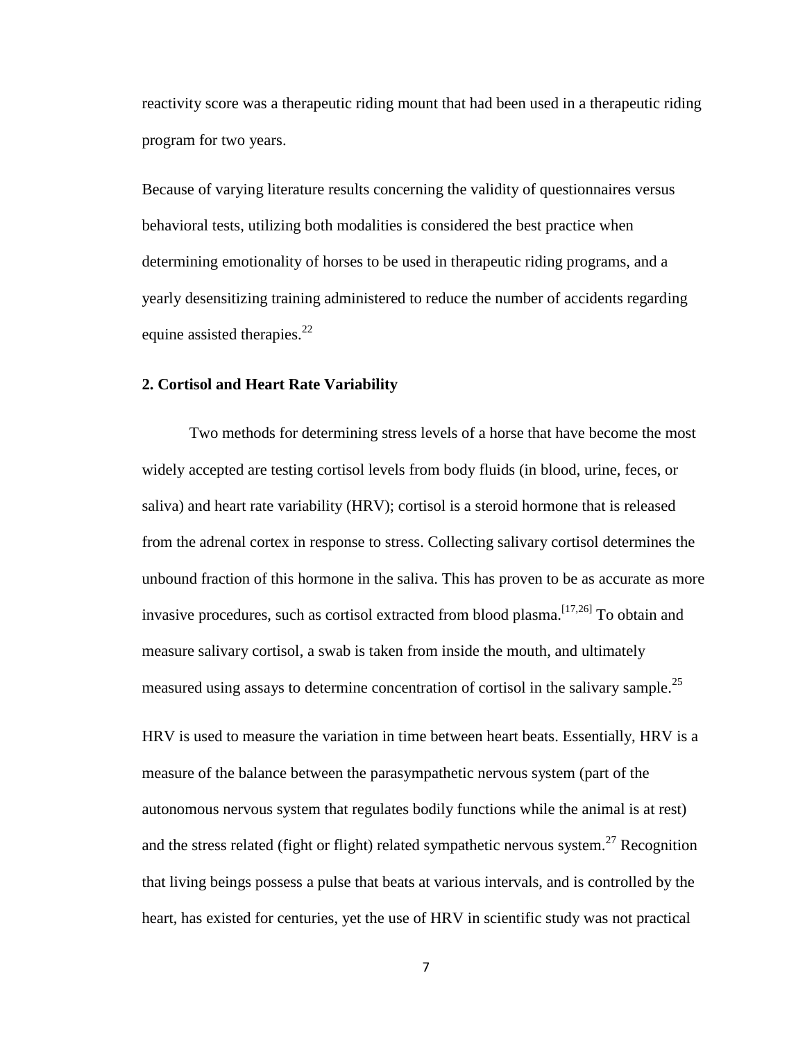reactivity score was a therapeutic riding mount that had been used in a therapeutic riding program for two years.

Because of varying literature results concerning the validity of questionnaires versus behavioral tests, utilizing both modalities is considered the best practice when determining emotionality of horses to be used in therapeutic riding programs, and a yearly desensitizing training administered to reduce the number of accidents regarding equine assisted therapies.[22]

### 2. Cortisol and Heart Rate Variability

Two methods for determining stress levels of a horse that have become the most widely accepted are testing cortisol levels from body fluids (in blood, urine, feces, or saliva) and heart rate variability (HRV); cortisol is a steroid hormone that is released from the adrenal cortex in response to stress. Collecting salivary cortisol determines the unbound fraction of this hormone in the saliva. This has proven to be as accurate as more invasive procedures, such as cortisol extracted from blood plasma.[17,26] To obtain and measure salivary cortisol, a swab is taken from inside the mouth, and ultimately measured using assays to determine concentration of cortisol in the salivary sample.[25]

HRV is used to measure the variation in time between heart beats. Essentially, HRV is a measure of the balance between the parasympathetic nervous system (part of the autonomous nervous system that regulates bodily functions while the animal is at rest) and the stress related (fight or flight) related sympathetic nervous system.[27] Recognition that living beings possess a pulse that beats at various intervals, and is controlled by the heart, has existed for centuries, yet the use of HRV in scientific study was not practical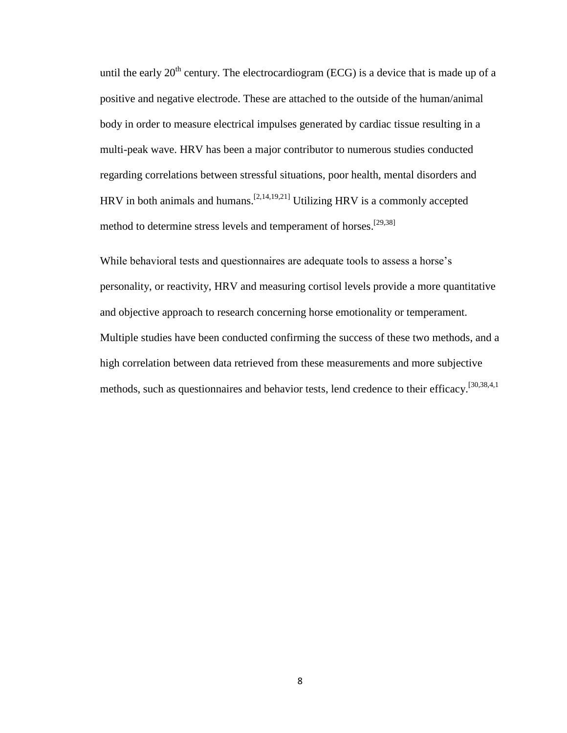until the early $20^{th}$ century. The electrocardiogram (ECG) is a device that is made up of a positive and negative electrode. These are attached to the outside of the human/animal body in order to measure electrical impulses generated by cardiac tissue resulting in a multi-peak wave. HRV has been a major contributor to numerous studies conducted regarding correlations between stressful situations, poor health, mental disorders and HRV in both animals and humans.[2,14,19,21] Utilizing HRV is a commonly accepted method to determine stress levels and temperament of horses.[29,38]

While behavioral tests and questionnaires are adequate tools to assess a horse's personality, or reactivity, HRV and measuring cortisol levels provide a more quantitative and objective approach to research concerning horse emotionality or temperament. Multiple studies have been conducted confirming the success of these two methods, and a high correlation between data retrieved from these measurements and more subjective methods, such as questionnaires and behavior tests, lend credence to their efficacy.[30,38,4,1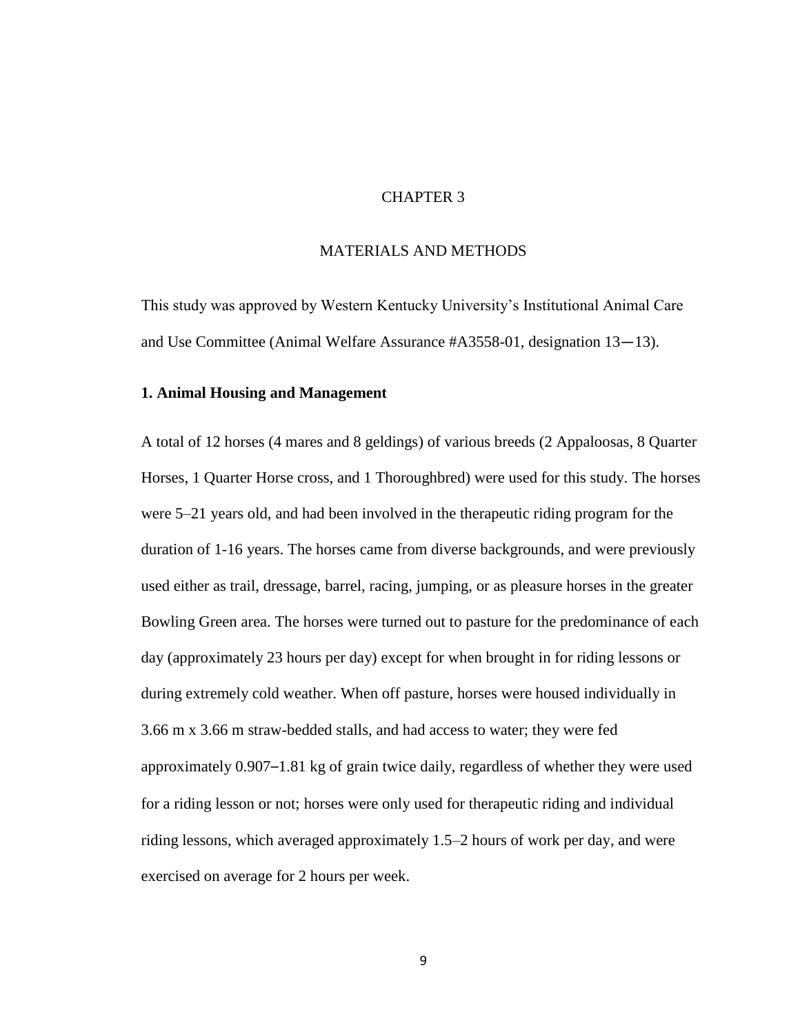# CHAPTER 3

# MATERIALS AND METHODS

This study was approved by Western Kentucky University's Institutional Animal Care and Use Committee (Animal Welfare Assurance #A3558-01, designation 13—13).

## 1. Animal Housing and Management

A total of 12 horses (4 mares and 8 geldings) of various breeds (2 Appaloosas, 8 Quarter Horses, 1 Quarter Horse cross, and 1 Thoroughbred) were used for this study. The horses were 5–21 years old, and had been involved in the therapeutic riding program for the duration of 1-16 years. The horses came from diverse backgrounds, and were previously used either as trail, dressage, barrel, racing, jumping, or as pleasure horses in the greater Bowling Green area. The horses were turned out to pasture for the predominance of each day (approximately 23 hours per day) except for when brought in for riding lessons or during extremely cold weather. When off pasture, horses were housed individually in 3.66 m x 3.66 m straw-bedded stalls, and had access to water; they were fed approximately 0.907–1.81 kg of grain twice daily, regardless of whether they were used for a riding lesson or not; horses were only used for therapeutic riding and individual riding lessons, which averaged approximately 1.5–2 hours of work per day, and were exercised on average for 2 hours per week.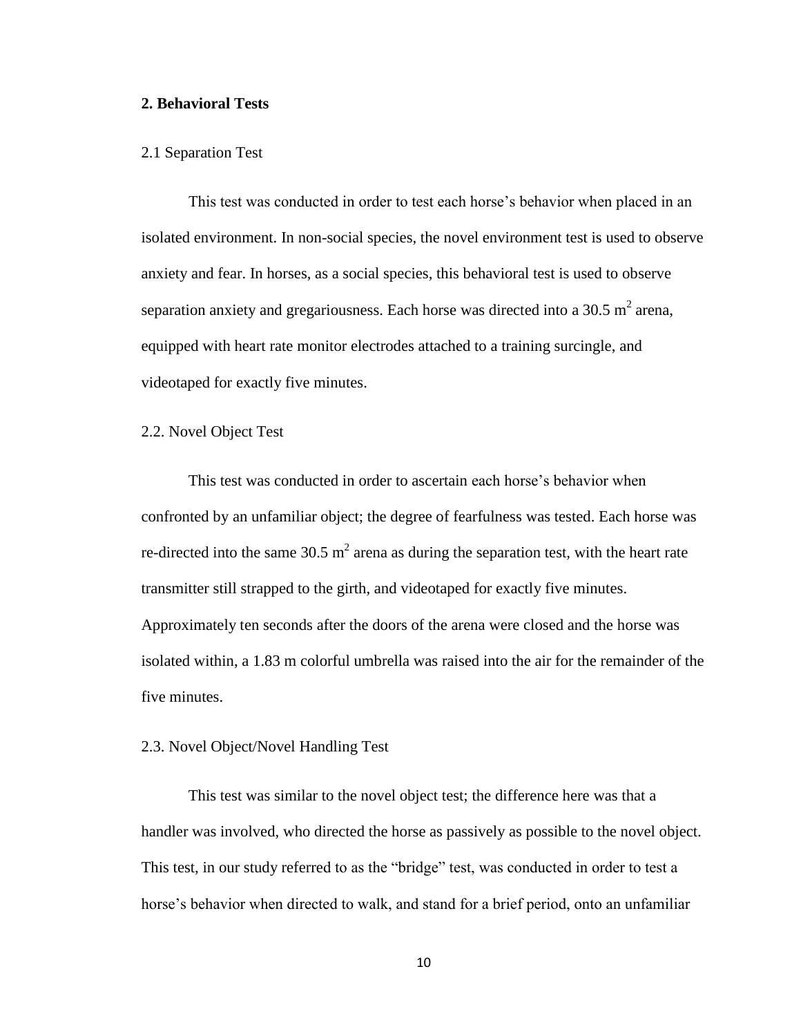## 2. Behavioral Tests

### 2.1 Separation Test

This test was conducted in order to test each horse's behavior when placed in an isolated environment. In non-social species, the novel environment test is used to observe anxiety and fear. In horses, as a social species, this behavioral test is used to observe separation anxiety and gregariousness. Each horse was directed into a 30.5 $m^2$ arena, equipped with heart rate monitor electrodes attached to a training surcingle, and videotaped for exactly five minutes.

### 2.2. Novel Object Test

This test was conducted in order to ascertain each horse's behavior when confronted by an unfamiliar object; the degree of fearfulness was tested. Each horse was re-directed into the same 30.5 $m^2$ arena as during the separation test, with the heart rate transmitter still strapped to the girth, and videotaped for exactly five minutes. Approximately ten seconds after the doors of the arena were closed and the horse was isolated within, a 1.83 m colorful umbrella was raised into the air for the remainder of the five minutes.

### 2.3. Novel Object/Novel Handling Test

This test was similar to the novel object test; the difference here was that a handler was involved, who directed the horse as passively as possible to the novel object. This test, in our study referred to as the "bridge" test, was conducted in order to test a horse's behavior when directed to walk, and stand for a brief period, onto an unfamiliar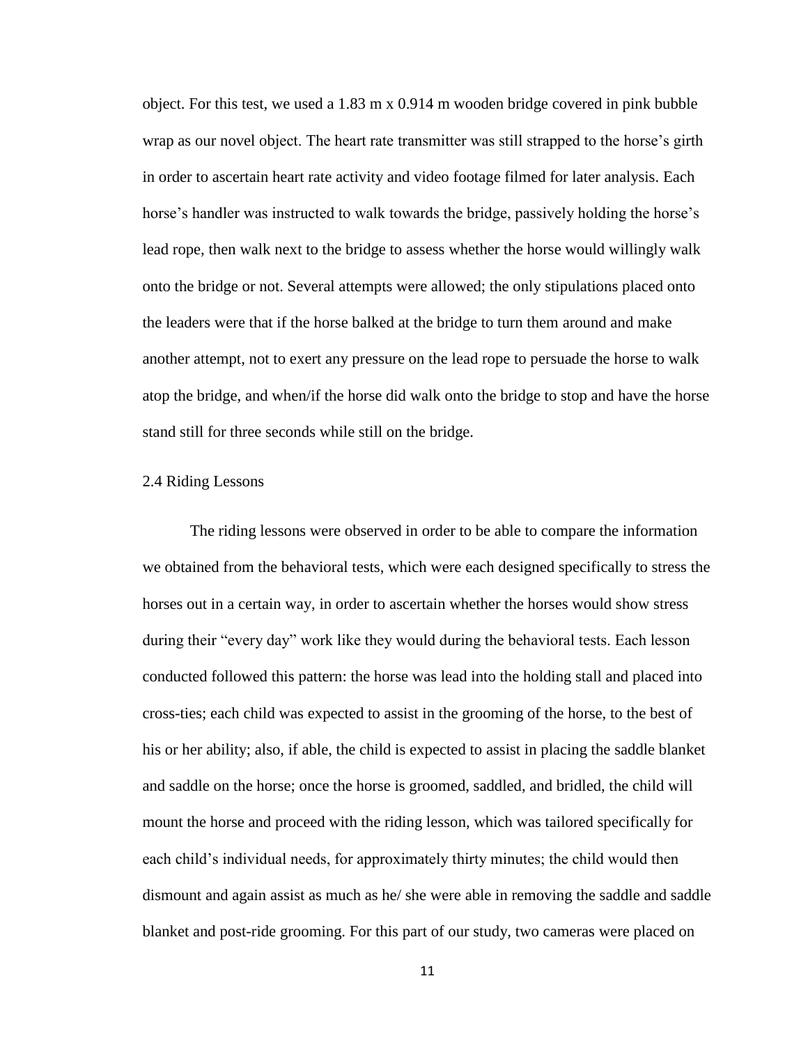object. For this test, we used a 1.83 m x 0.914 m wooden bridge covered in pink bubble wrap as our novel object. The heart rate transmitter was still strapped to the horse's girth in order to ascertain heart rate activity and video footage filmed for later analysis. Each horse's handler was instructed to walk towards the bridge, passively holding the horse's lead rope, then walk next to the bridge to assess whether the horse would willingly walk onto the bridge or not. Several attempts were allowed; the only stipulations placed onto the leaders were that if the horse balked at the bridge to turn them around and make another attempt, not to exert any pressure on the lead rope to persuade the horse to walk atop the bridge, and when/if the horse did walk onto the bridge to stop and have the horse stand still for three seconds while still on the bridge.

### 2.4 Riding Lessons

The riding lessons were observed in order to be able to compare the information we obtained from the behavioral tests, which were each designed specifically to stress the horses out in a certain way, in order to ascertain whether the horses would show stress during their "every day" work like they would during the behavioral tests. Each lesson conducted followed this pattern: the horse was lead into the holding stall and placed into cross-ties; each child was expected to assist in the grooming of the horse, to the best of his or her ability; also, if able, the child is expected to assist in placing the saddle blanket and saddle on the horse; once the horse is groomed, saddled, and bridled, the child will mount the horse and proceed with the riding lesson, which was tailored specifically for each child's individual needs, for approximately thirty minutes; the child would then dismount and again assist as much as he/ she were able in removing the saddle and saddle blanket and post-ride grooming. For this part of our study, two cameras were placed on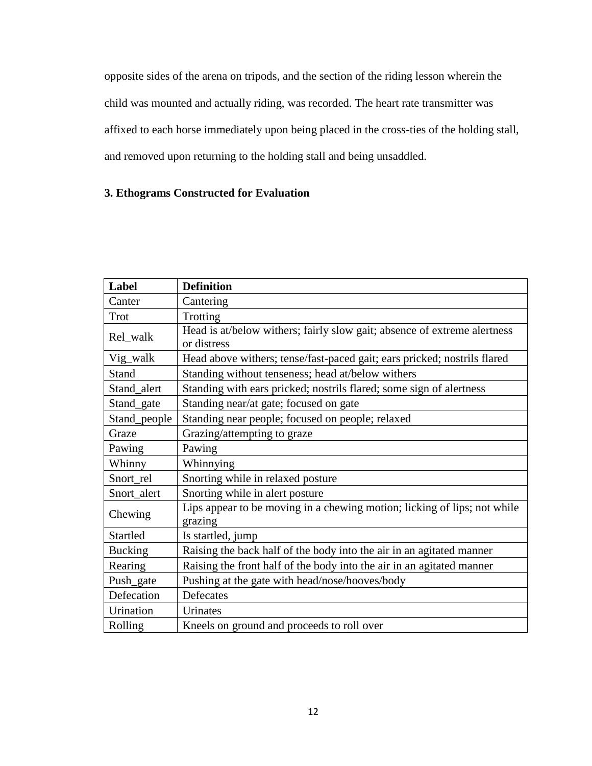opposite sides of the arena on tripods, and the section of the riding lesson wherein the child was mounted and actually riding, was recorded. The heart rate transmitter was affixed to each horse immediately upon being placed in the cross-ties of the holding stall, and removed upon returning to the holding stall and being unsaddled.

### 3. Ethograms Constructed for Evaluation

| Label | Definition |
|---|---|
| Canter | Cantering |
| Trot | Trotting |
| Rel_walk | Head is at/below withers; fairly slow gait; absence of extreme alertness or distress |
| Vig_walk | Head above withers; tense/fast-paced gait; ears pricked; nostrils flared |
| Stand | Standing without tenseness; head at/below withers |
| Stand_alert | Standing with ears pricked; nostrils flared; some sign of alertness |
| Stand_gate | Standing near/at gate; focused on gate |
| Stand_people | Standing near people; focused on people; relaxed |
| Graze | Grazing/attempting to graze |
| Pawing | Pawing |
| Whinny | Whinnying |
| Snort_rel | Snorting while in relaxed posture |
| Snort_alert | Snorting while in alert posture |
| Chewing | Lips appear to be moving in a chewing motion; licking of lips; not while grazing |
| Startled | Is startled, jump |
| Bucking | Raising the back half of the body into the air in an agitated manner |
| Rearing | Raising the front half of the body into the air in an agitated manner |
| Push_gate | Pushing at the gate with head/nose/hooves/body |
| Defecation | Defecates |
| Urination | Urinates |
| Rolling | Kneels on ground and proceeds to roll over |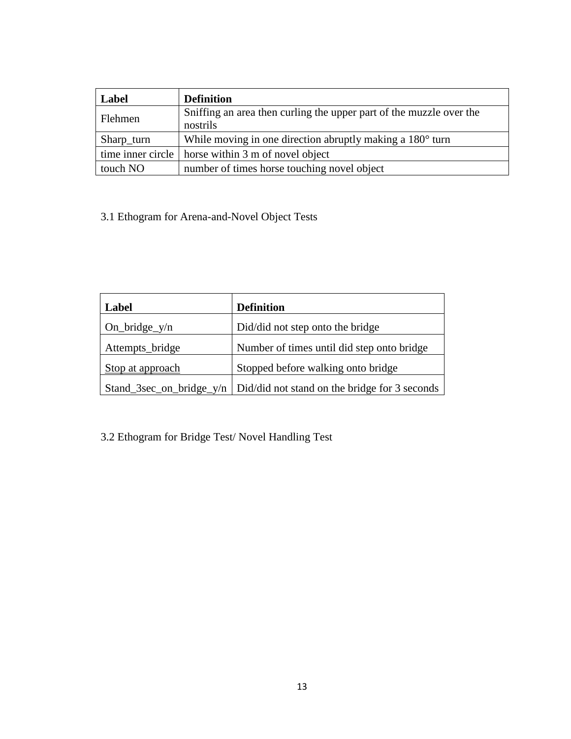| Label | Definition |
| --- | --- |
| Flehmen | Sniffing an area then curling the upper part of the muzzle over the nostrils |
| Sharp_turn | While moving in one direction abruptly making a 180° turn |
| time inner circle | horse within 3 m of novel object |
| touch NO | number of times horse touching novel object |

3.1 Ethogram for Arena-and-Novel Object Tests

| Label | Definition |
| --- | --- |
| On_bridge_y/n | Did/did not step onto the bridge |
| Attempts_bridge | Number of times until did step onto bridge |
| <u>Stop at approach</u> | Stopped before walking onto bridge |
| Stand_3sec_on_bridge_y/n | Did/did not stand on the bridge for 3 seconds |

3.2 Ethogram for Bridge Test/ Novel Handling Test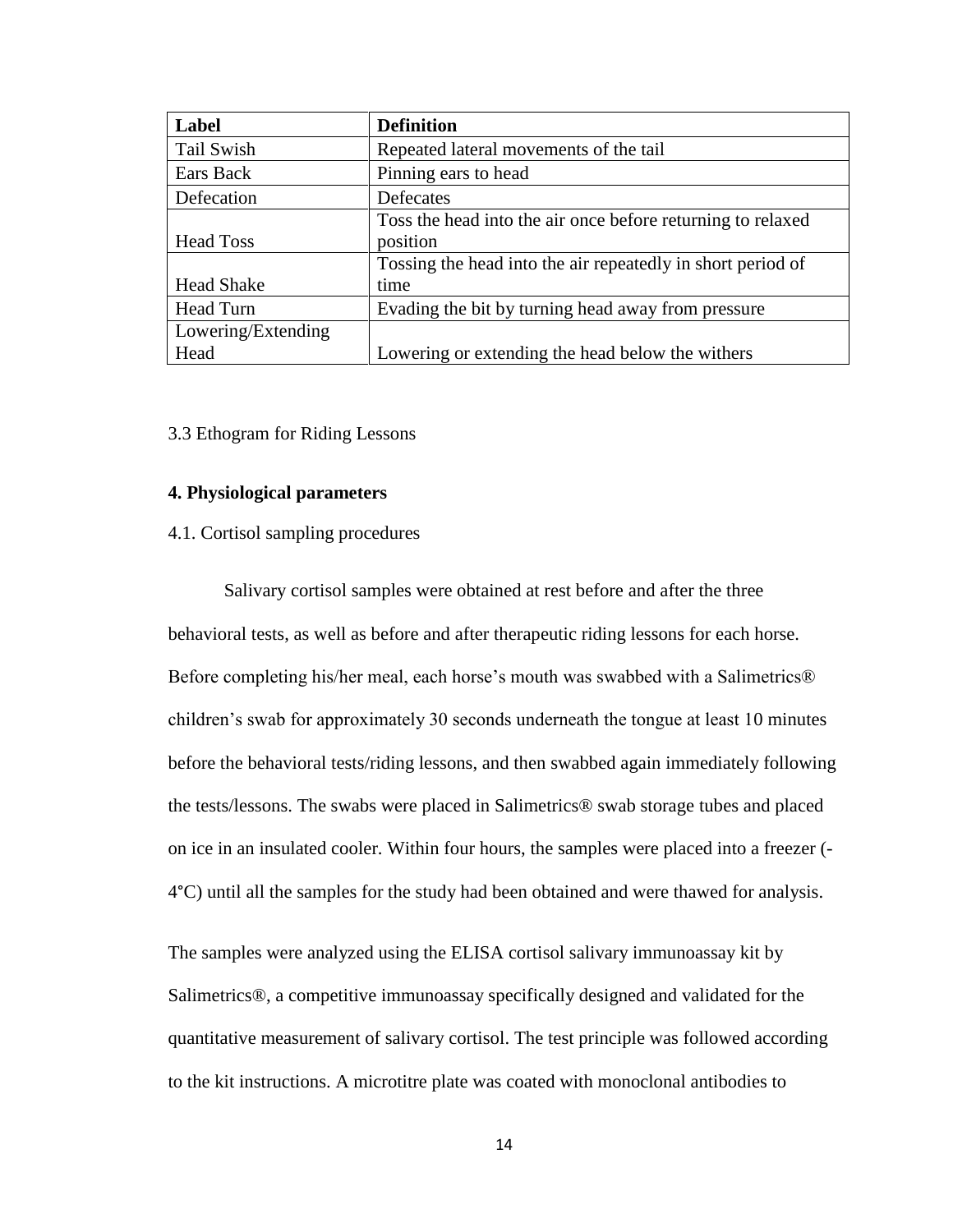| Label | Definition |
| --- | --- |
| Tail Swish | Repeated lateral movements of the tail |
| Ears Back | Pinning ears to head |
| Defecation | Defecates |
| Head Toss | Toss the head into the air once before returning to relaxed position |
| Head Shake | Tossing the head into the air repeatedly in short period of time |
| Head Turn | Evading the bit by turning head away from pressure |
| Lowering/Extending Head | Lowering or extending the head below the withers |

3.3 Ethogram for Riding Lessons

## 4. Physiological parameters

4.1. Cortisol sampling procedures

Salivary cortisol samples were obtained at rest before and after the three behavioral tests, as well as before and after therapeutic riding lessons for each horse. Before completing his/her meal, each horse's mouth was swabbed with a Salimetrics® children's swab for approximately 30 seconds underneath the tongue at least 10 minutes before the behavioral tests/riding lessons, and then swabbed again immediately following the tests/lessons. The swabs were placed in Salimetrics® swab storage tubes and placed on ice in an insulated cooler. Within four hours, the samples were placed into a freezer (-4°C) until all the samples for the study had been obtained and were thawed for analysis.

The samples were analyzed using the ELISA cortisol salivary immunoassay kit by Salimetrics®, a competitive immunoassay specifically designed and validated for the quantitative measurement of salivary cortisol. The test principle was followed according to the kit instructions. A microtitre plate was coated with monoclonal antibodies to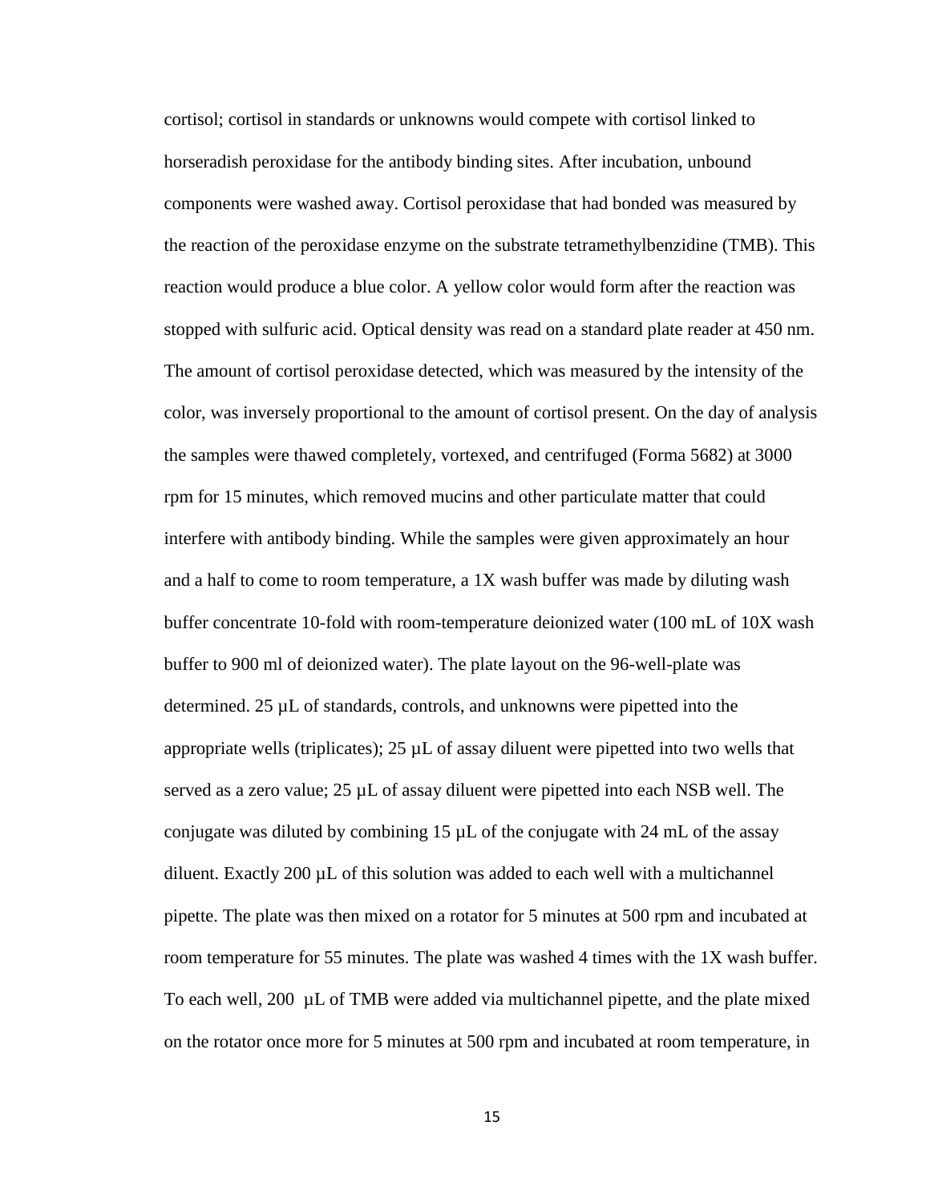cortisol; cortisol in standards or unknowns would compete with cortisol linked to horseradish peroxidase for the antibody binding sites. After incubation, unbound components were washed away. Cortisol peroxidase that had bonded was measured by the reaction of the peroxidase enzyme on the substrate tetramethylbenzidine (TMB). This reaction would produce a blue color. A yellow color would form after the reaction was stopped with sulfuric acid. Optical density was read on a standard plate reader at 450 nm. The amount of cortisol peroxidase detected, which was measured by the intensity of the color, was inversely proportional to the amount of cortisol present. On the day of analysis the samples were thawed completely, vortexed, and centrifuged (Forma 5682) at 3000 rpm for 15 minutes, which removed mucins and other particulate matter that could interfere with antibody binding. While the samples were given approximately an hour and a half to come to room temperature, a 1X wash buffer was made by diluting wash buffer concentrate 10-fold with room-temperature deionized water (100 mL of 10X wash buffer to 900 ml of deionized water). The plate layout on the 96-well-plate was determined. 25 µL of standards, controls, and unknowns were pipetted into the appropriate wells (triplicates); 25 µL of assay diluent were pipetted into two wells that served as a zero value; 25 µL of assay diluent were pipetted into each NSB well. The conjugate was diluted by combining 15 µL of the conjugate with 24 mL of the assay diluent. Exactly 200 µL of this solution was added to each well with a multichannel pipette. The plate was then mixed on a rotator for 5 minutes at 500 rpm and incubated at room temperature for 55 minutes. The plate was washed 4 times with the 1X wash buffer. To each well, 200 µL of TMB were added via multichannel pipette, and the plate mixed on the rotator once more for 5 minutes at 500 rpm and incubated at room temperature, in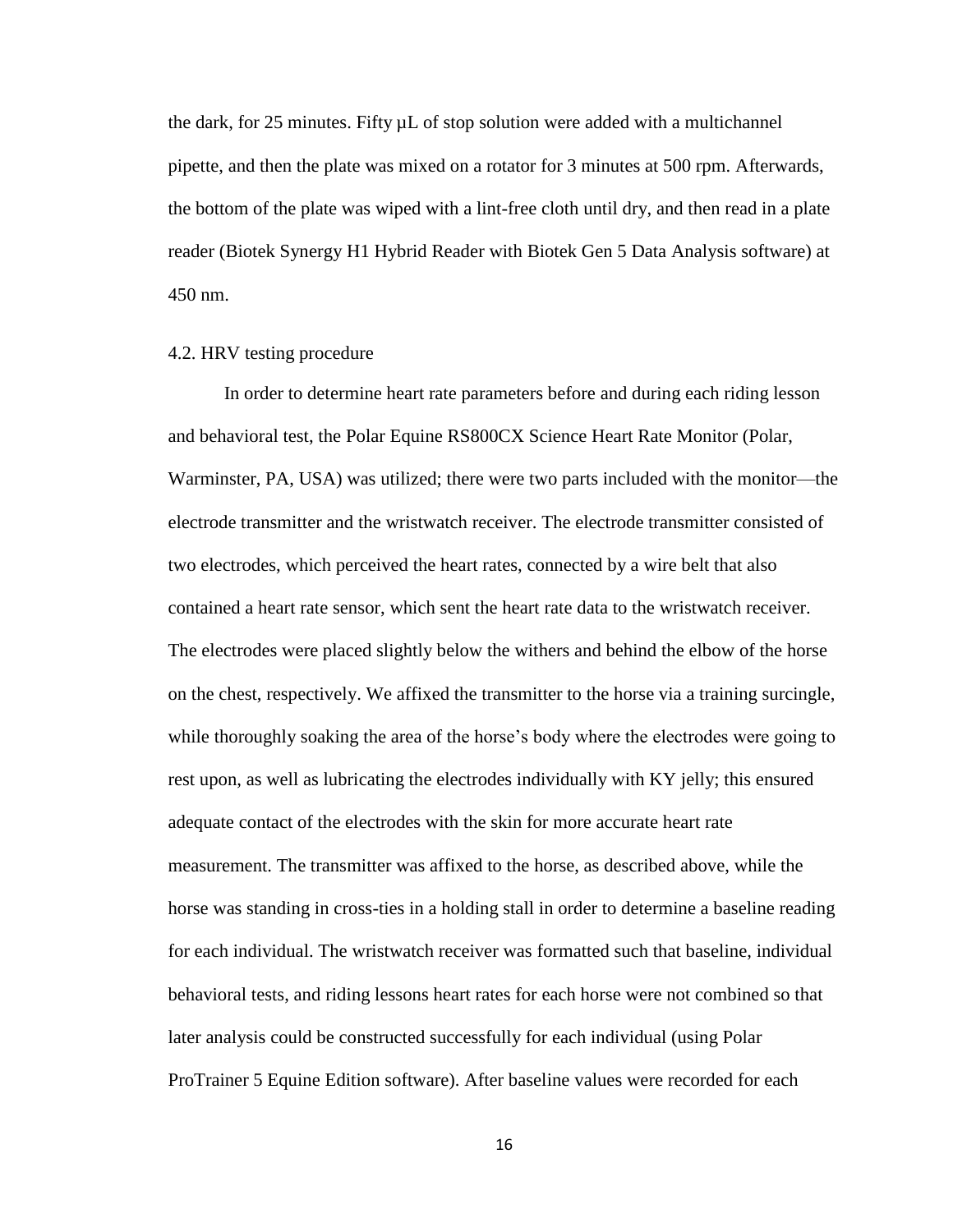the dark, for 25 minutes. Fifty µL of stop solution were added with a multichannel pipette, and then the plate was mixed on a rotator for 3 minutes at 500 rpm. Afterwards, the bottom of the plate was wiped with a lint-free cloth until dry, and then read in a plate reader (Biotek Synergy H1 Hybrid Reader with Biotek Gen 5 Data Analysis software) at 450 nm.

### 4.2. HRV testing procedure

In order to determine heart rate parameters before and during each riding lesson and behavioral test, the Polar Equine RS800CX Science Heart Rate Monitor (Polar, Warminster, PA, USA) was utilized; there were two parts included with the monitor—the electrode transmitter and the wristwatch receiver. The electrode transmitter consisted of two electrodes, which perceived the heart rates, connected by a wire belt that also contained a heart rate sensor, which sent the heart rate data to the wristwatch receiver. The electrodes were placed slightly below the withers and behind the elbow of the horse on the chest, respectively. We affixed the transmitter to the horse via a training surcingle, while thoroughly soaking the area of the horse's body where the electrodes were going to rest upon, as well as lubricating the electrodes individually with KY jelly; this ensured adequate contact of the electrodes with the skin for more accurate heart rate measurement. The transmitter was affixed to the horse, as described above, while the horse was standing in cross-ties in a holding stall in order to determine a baseline reading for each individual. The wristwatch receiver was formatted such that baseline, individual behavioral tests, and riding lessons heart rates for each horse were not combined so that later analysis could be constructed successfully for each individual (using Polar ProTrainer 5 Equine Edition software). After baseline values were recorded for each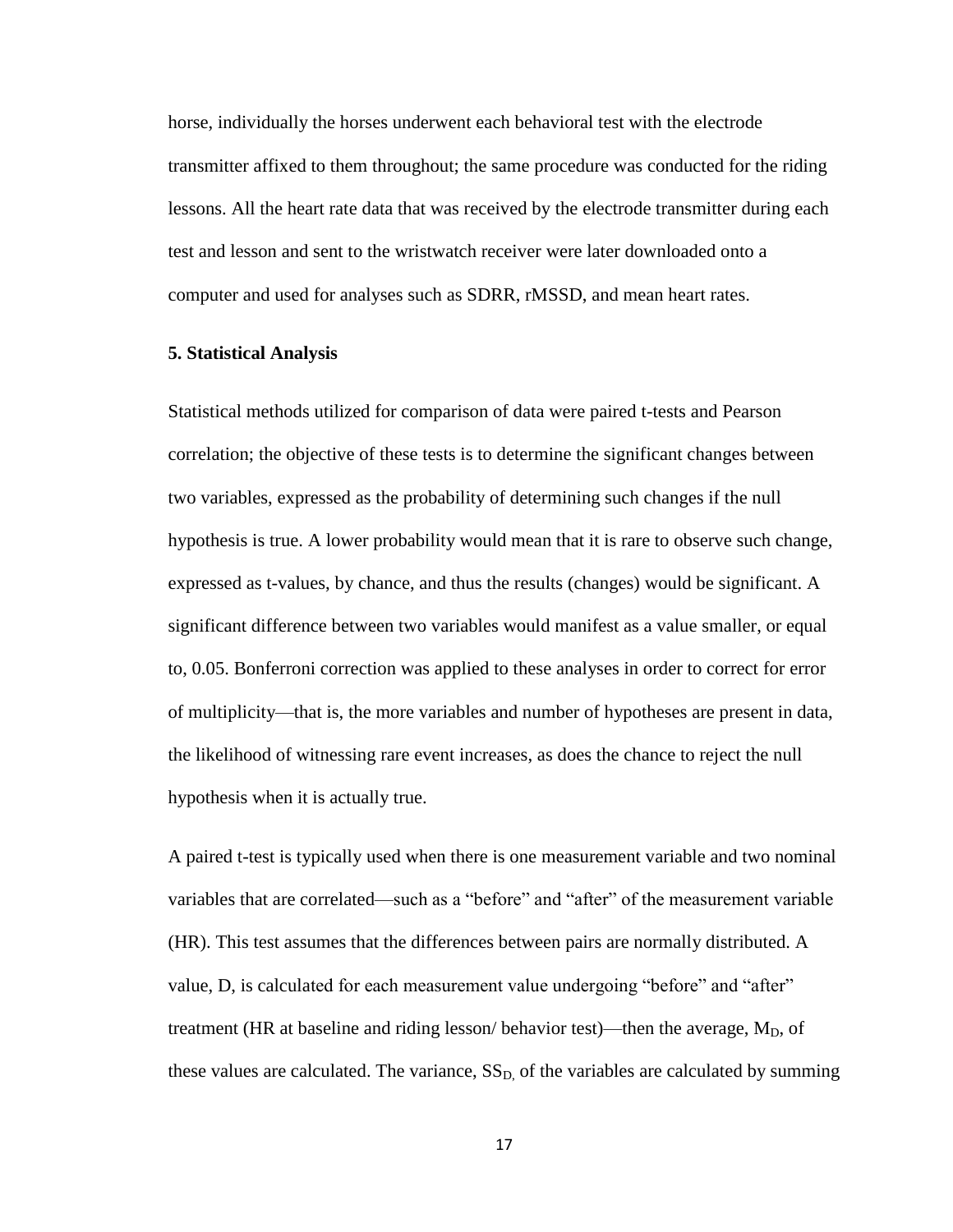horse, individually the horses underwent each behavioral test with the electrode transmitter affixed to them throughout; the same procedure was conducted for the riding lessons. All the heart rate data that was received by the electrode transmitter during each test and lesson and sent to the wristwatch receiver were later downloaded onto a computer and used for analyses such as SDRR, rMSSD, and mean heart rates.

### 5. Statistical Analysis

Statistical methods utilized for comparison of data were paired t-tests and Pearson correlation; the objective of these tests is to determine the significant changes between two variables, expressed as the probability of determining such changes if the null hypothesis is true. A lower probability would mean that it is rare to observe such change, expressed as t-values, by chance, and thus the results (changes) would be significant. A significant difference between two variables would manifest as a value smaller, or equal to, 0.05. Bonferroni correction was applied to these analyses in order to correct for error of multiplicity—that is, the more variables and number of hypotheses are present in data, the likelihood of witnessing rare event increases, as does the chance to reject the null hypothesis when it is actually true.

A paired t-test is typically used when there is one measurement variable and two nominal variables that are correlated—such as a "before" and "after" of the measurement variable (HR). This test assumes that the differences between pairs are normally distributed. A value, D, is calculated for each measurement value undergoing "before" and "after" treatment (HR at baseline and riding lesson/ behavior test)—then the average, $M_D$, of these values are calculated. The variance, $SS_D$, of the variables are calculated by summing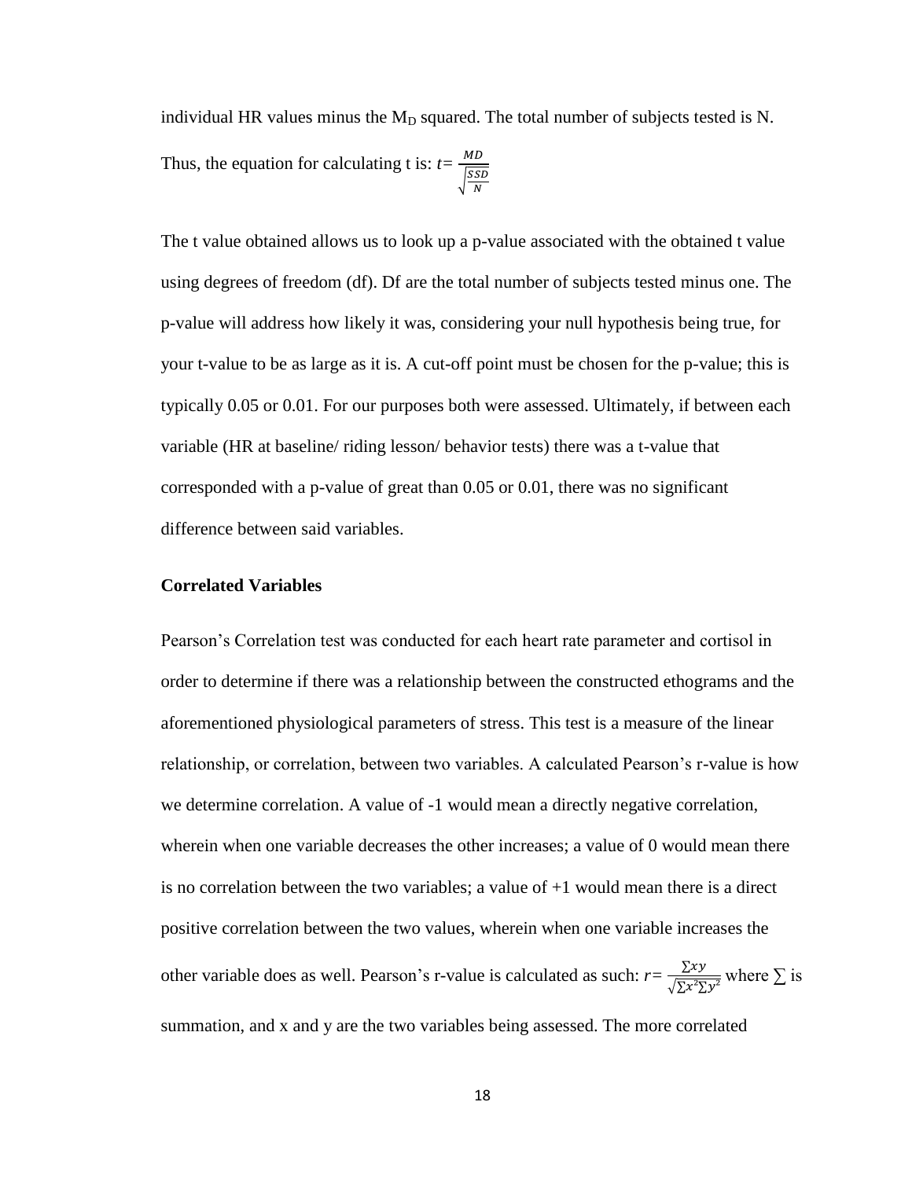individual HR values minus the $M_D$ squared. The total number of subjects tested is N. Thus, the equation for calculating t is: $t = \frac{MD}{\sqrt{\frac{SSD}{N}}}$

The t value obtained allows us to look up a p-value associated with the obtained t value using degrees of freedom (df). Df are the total number of subjects tested minus one. The p-value will address how likely it was, considering your null hypothesis being true, for your t-value to be as large as it is. A cut-off point must be chosen for the p-value; this is typically 0.05 or 0.01. For our purposes both were assessed. Ultimately, if between each variable (HR at baseline/ riding lesson/ behavior tests) there was a t-value that corresponded with a p-value of great than 0.05 or 0.01, there was no significant difference between said variables.

**Correlated Variables**

Pearson's Correlation test was conducted for each heart rate parameter and cortisol in order to determine if there was a relationship between the constructed ethograms and the aforementioned physiological parameters of stress. This test is a measure of the linear relationship, or correlation, between two variables. A calculated Pearson's r-value is how we determine correlation. A value of -1 would mean a directly negative correlation, wherein when one variable decreases the other increases; a value of 0 would mean there is no correlation between the two variables; a value of +1 would mean there is a direct positive correlation between the two values, wherein when one variable increases the other variable does as well. Pearson's r-value is calculated as such: $r = \frac{\sum xy}{\sqrt{\sum x^2 \sum y^2}}$ where $\sum$ is summation, and x and y are the two variables being assessed. The more correlated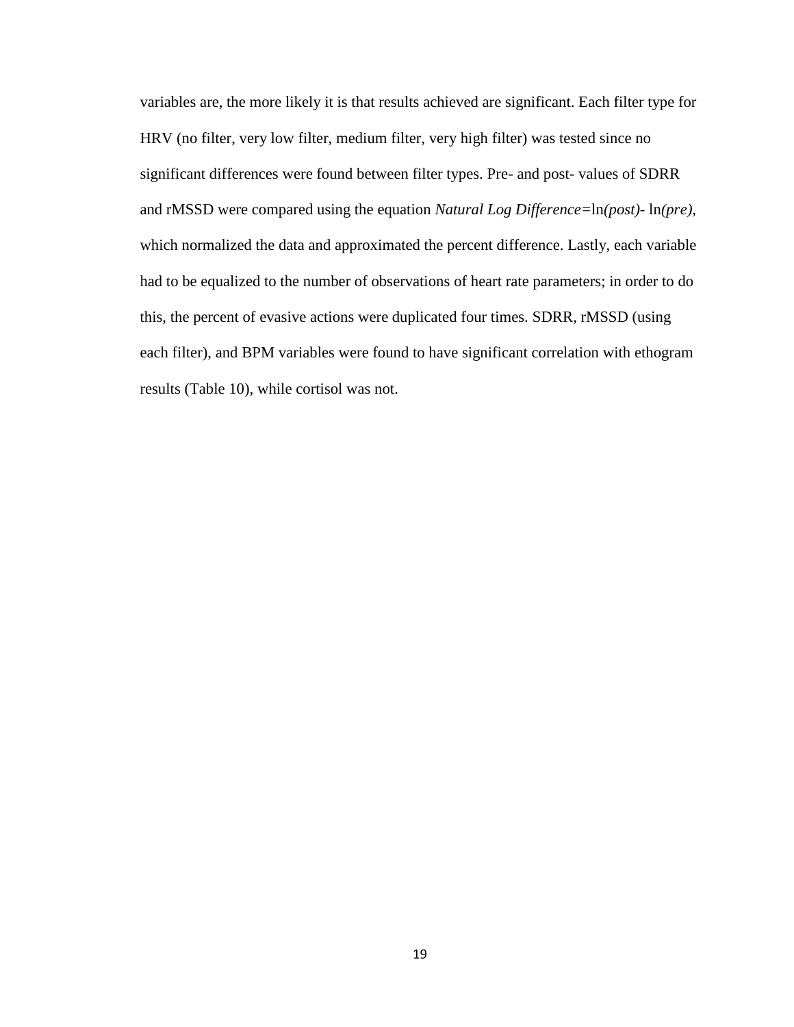variables are, the more likely it is that results achieved are significant. Each filter type for HRV (no filter, very low filter, medium filter, very high filter) was tested since no significant differences were found between filter types. Pre- and post- values of SDRR and rMSSD were compared using the equation *Natural Log Difference=*ln*(post)-* ln*(pre)*, which normalized the data and approximated the percent difference. Lastly, each variable had to be equalized to the number of observations of heart rate parameters; in order to do this, the percent of evasive actions were duplicated four times. SDRR, rMSSD (using each filter), and BPM variables were found to have significant correlation with ethogram results (Table 10), while cortisol was not.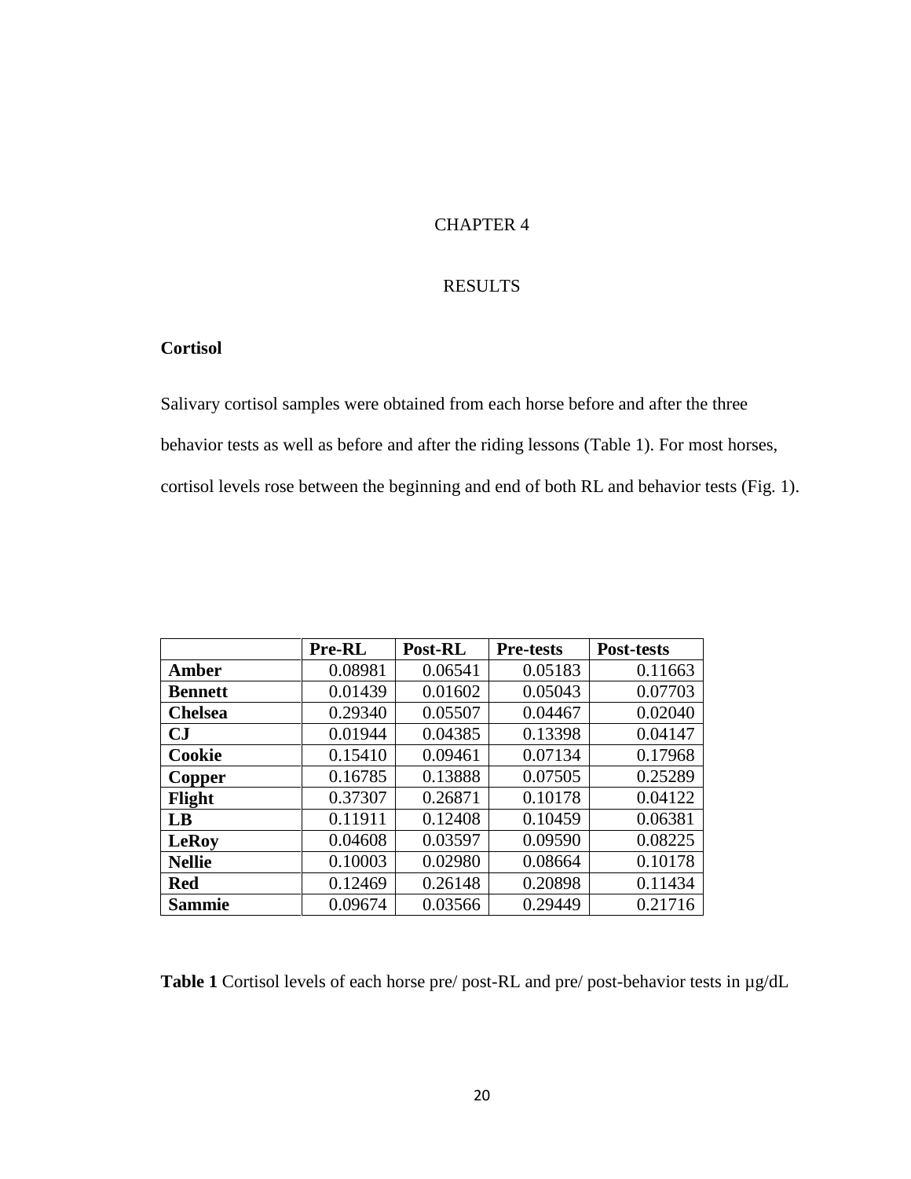# CHAPTER 4

# RESULTS

## Cortisol

Salivary cortisol samples were obtained from each horse before and after the three behavior tests as well as before and after the riding lessons (Table 1). For most horses, cortisol levels rose between the beginning and end of both RL and behavior tests (Fig. 1).

| | **Pre-RL** | **Post-RL** | **Pre-tests** | **Post-tests** |
|---|---|---|---|---|
| **Amber** | 0.08981 | 0.06541 | 0.05183 | 0.11663 |
| **Bennett** | 0.01439 | 0.01602 | 0.05043 | 0.07703 |
| **Chelsea** | 0.29340 | 0.05507 | 0.04467 | 0.02040 |
| **CJ** | 0.01944 | 0.04385 | 0.13398 | 0.04147 |
| **Cookie** | 0.15410 | 0.09461 | 0.07134 | 0.17968 |
| **Copper** | 0.16785 | 0.13888 | 0.07505 | 0.25289 |
| **Flight** | 0.37307 | 0.26871 | 0.10178 | 0.04122 |
| **LB** | 0.11911 | 0.12408 | 0.10459 | 0.06381 |
| **LeRoy** | 0.04608 | 0.03597 | 0.09590 | 0.08225 |
| **Nellie** | 0.10003 | 0.02980 | 0.08664 | 0.10178 |
| **Red** | 0.12469 | 0.26148 | 0.20898 | 0.11434 |
| **Sammie** | 0.09674 | 0.03566 | 0.29449 | 0.21716 |

**Table 1** Cortisol levels of each horse pre/ post-RL and pre/ post-behavior tests in µg/dL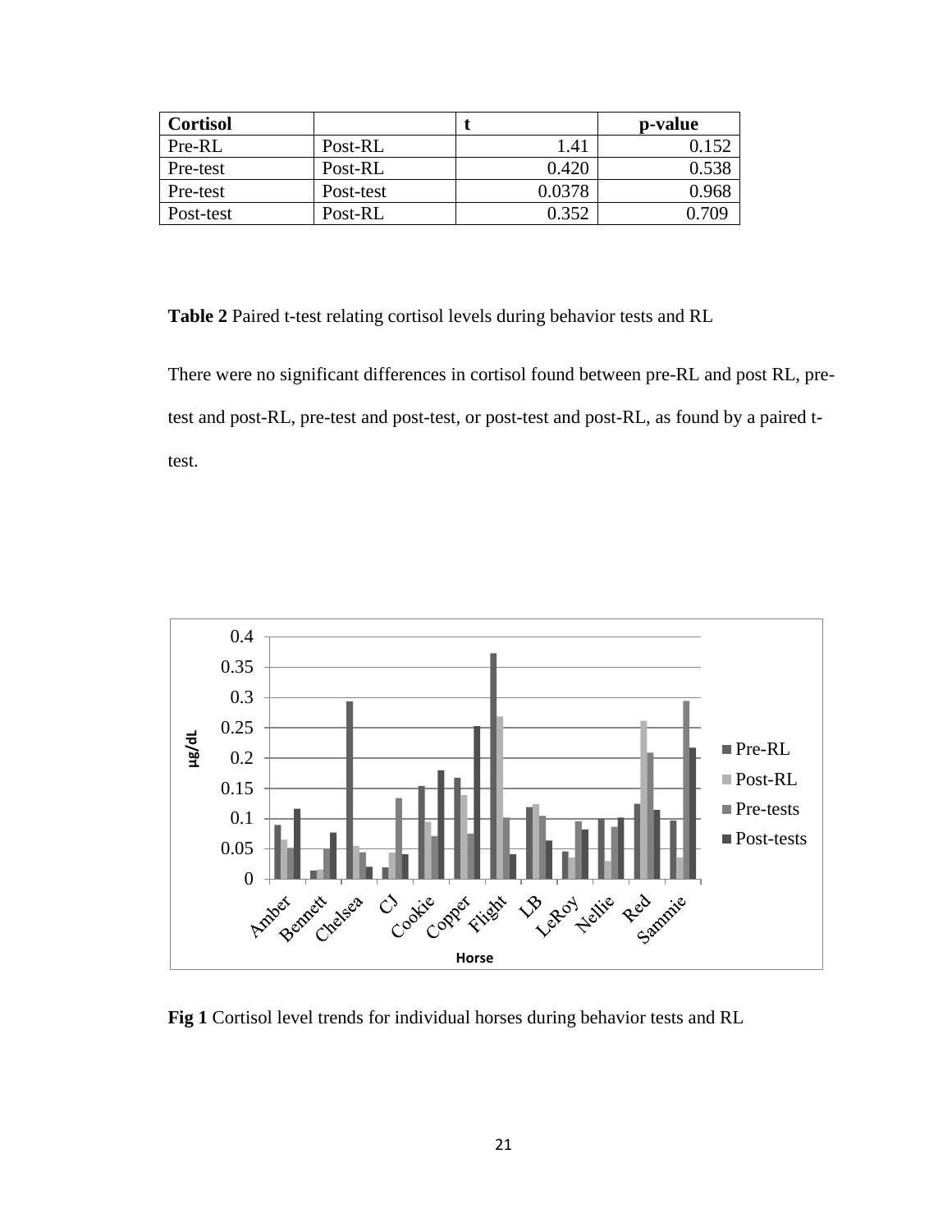| Cortisol | | t | p-value |
|---|---|---|---|
| Pre-RL | Post-RL | 1.41 | 0.152 |
| Pre-test | Post-RL | 0.420 | 0.538 |
| Pre-test | Post-test | 0.0378 | 0.968 |
| Post-test | Post-RL | 0.352 | 0.709 |

**Table 2** Paired t-test relating cortisol levels during behavior tests and RL

There were no significant differences in cortisol found between pre-RL and post RL, pre-test and post-RL, pre-test and post-test, or post-test and post-RL, as found by a paired t-test.

**Fig 1** Cortisol level trends for individual horses during behavior tests and RL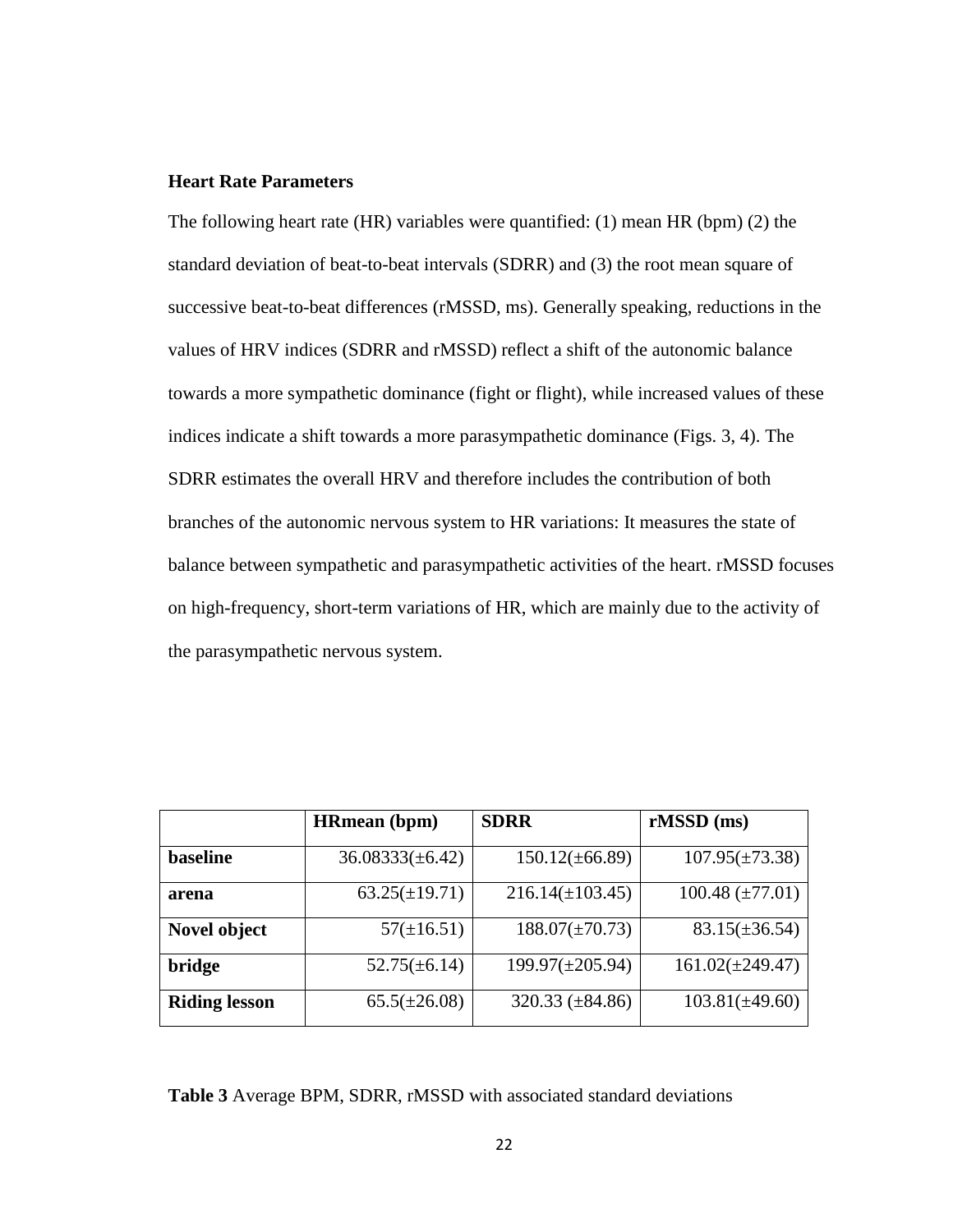**Heart Rate Parameters**

The following heart rate (HR) variables were quantified: (1) mean HR (bpm) (2) the standard deviation of beat-to-beat intervals (SDRR) and (3) the root mean square of successive beat-to-beat differences (rMSSD, ms). Generally speaking, reductions in the values of HRV indices (SDRR and rMSSD) reflect a shift of the autonomic balance towards a more sympathetic dominance (fight or flight), while increased values of these indices indicate a shift towards a more parasympathetic dominance (Figs. 3, 4). The SDRR estimates the overall HRV and therefore includes the contribution of both branches of the autonomic nervous system to HR variations: It measures the state of balance between sympathetic and parasympathetic activities of the heart. rMSSD focuses on high-frequency, short-term variations of HR, which are mainly due to the activity of the parasympathetic nervous system.

| | **HRmean (bpm)** | **SDRR** | **rMSSD (ms)** |
|---|---|---|---|
| **baseline** | 36.08333(±6.42) | 150.12(±66.89) | 107.95(±73.38) |
| **arena** | 63.25(±19.71) | 216.14(±103.45) | 100.48 (±77.01) |
| **Novel object** | 57(±16.51) | 188.07(±70.73) | 83.15(±36.54) |
| **bridge** | 52.75(±6.14) | 199.97(±205.94) | 161.02(±249.47) |
| **Riding lesson** | 65.5(±26.08) | 320.33 (±84.86) | 103.81(±49.60) |

**Table 3** Average BPM, SDRR, rMSSD with associated standard deviations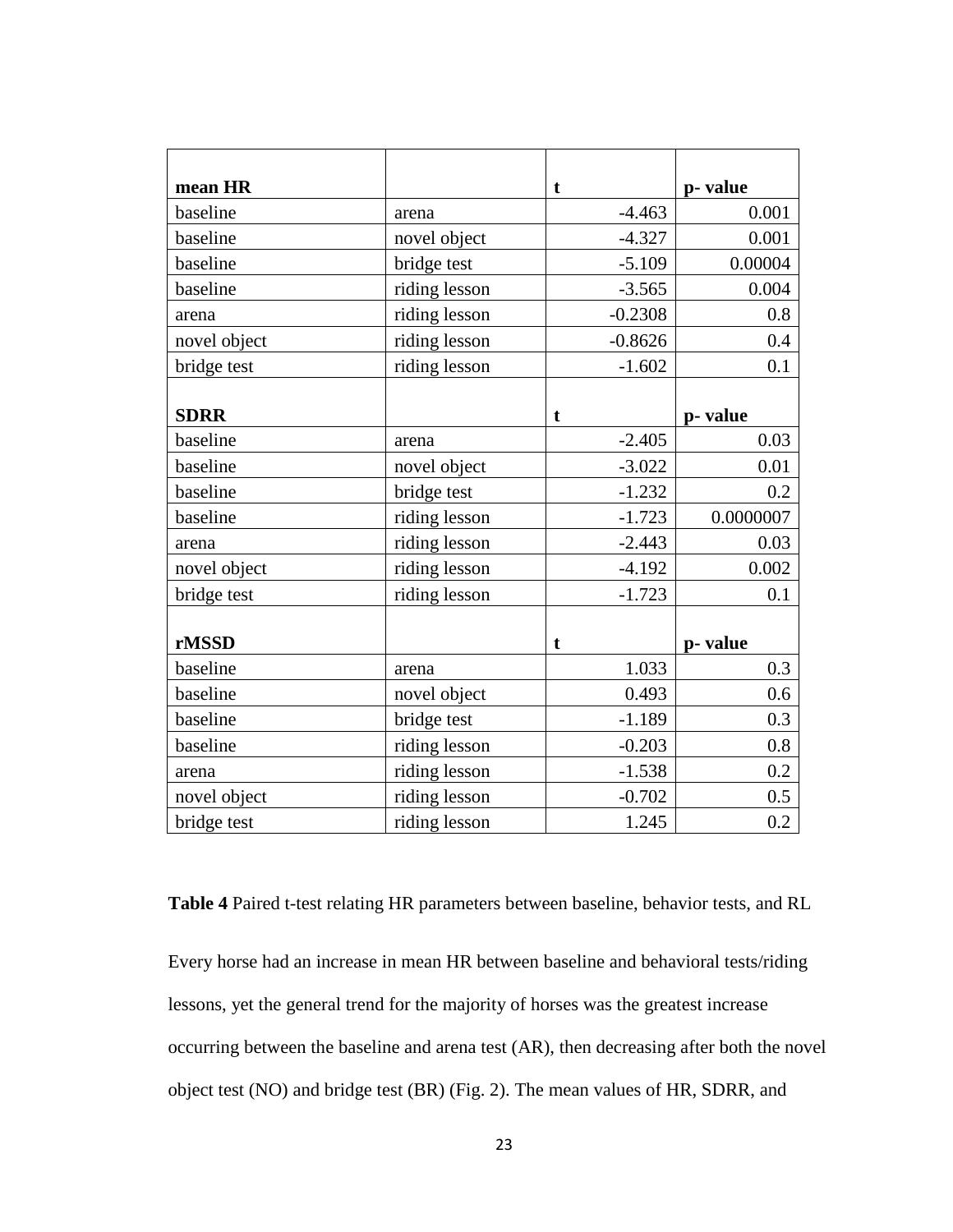| mean HR | | t | p- value |
|---|---|---|---|
| baseline | arena | -4.463 | 0.001 |
| baseline | novel object | -4.327 | 0.001 |
| baseline | bridge test | -5.109 | 0.00004 |
| baseline | riding lesson | -3.565 | 0.004 |
| arena | riding lesson | -0.2308 | 0.8 |
| novel object | riding lesson | -0.8626 | 0.4 |
| bridge test | riding lesson | -1.602 | 0.1 |
| **SDRR** | | **t** | **p- value** |
| baseline | arena | -2.405 | 0.03 |
| baseline | novel object | -3.022 | 0.01 |
| baseline | bridge test | -1.232 | 0.2 |
| baseline | riding lesson | -1.723 | 0.0000007 |
| arena | riding lesson | -2.443 | 0.03 |
| novel object | riding lesson | -4.192 | 0.002 |
| bridge test | riding lesson | -1.723 | 0.1 |
| **rMSSD** | | **t** | **p- value** |
| baseline | arena | 1.033 | 0.3 |
| baseline | novel object | 0.493 | 0.6 |
| baseline | bridge test | -1.189 | 0.3 |
| baseline | riding lesson | -0.203 | 0.8 |
| arena | riding lesson | -1.538 | 0.2 |
| novel object | riding lesson | -0.702 | 0.5 |
| bridge test | riding lesson | 1.245 | 0.2 |

**Table 4** Paired t-test relating HR parameters between baseline, behavior tests, and RL

Every horse had an increase in mean HR between baseline and behavioral tests/riding lessons, yet the general trend for the majority of horses was the greatest increase occurring between the baseline and arena test (AR), then decreasing after both the novel object test (NO) and bridge test (BR) (Fig. 2). The mean values of HR, SDRR, and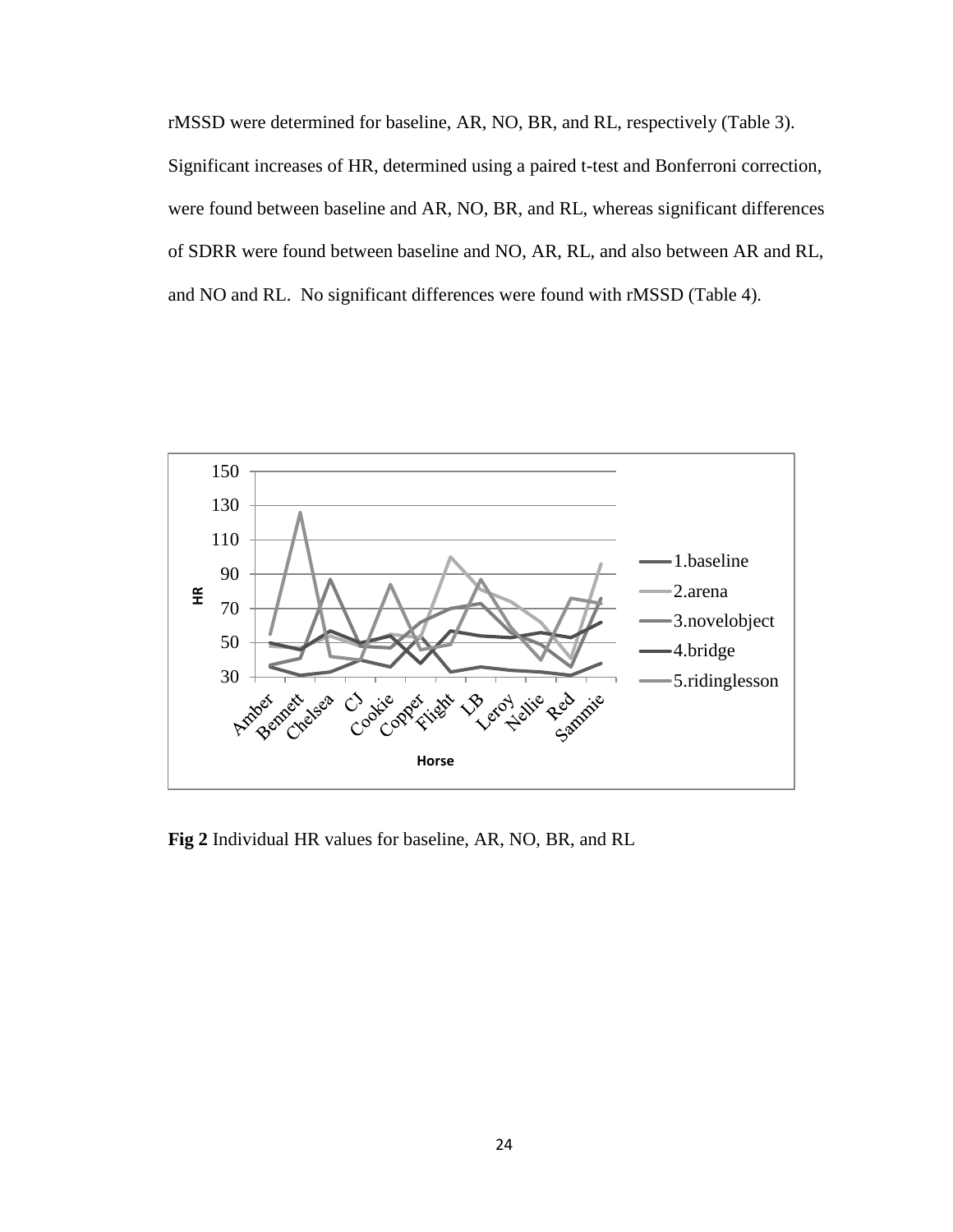rMSSD were determined for baseline, AR, NO, BR, and RL, respectively (Table 3). Significant increases of HR, determined using a paired t-test and Bonferroni correction, were found between baseline and AR, NO, BR, and RL, whereas significant differences of SDRR were found between baseline and NO, AR, RL, and also between AR and RL, and NO and RL. No significant differences were found with rMSSD (Table 4).

**Fig 2** Individual HR values for baseline, AR, NO, BR, and RL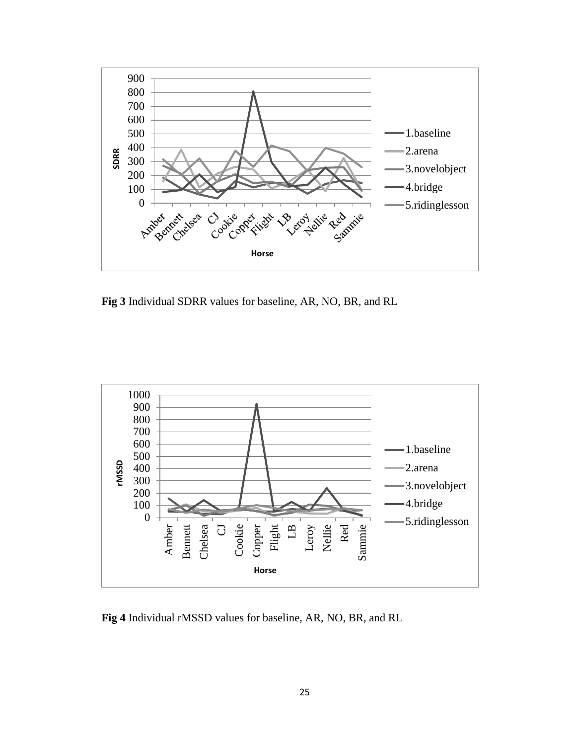**Fig 3** Individual SDRR values for baseline, AR, NO, BR, and RL

**Fig 4** Individual rMSSD values for baseline, AR, NO, BR, and RL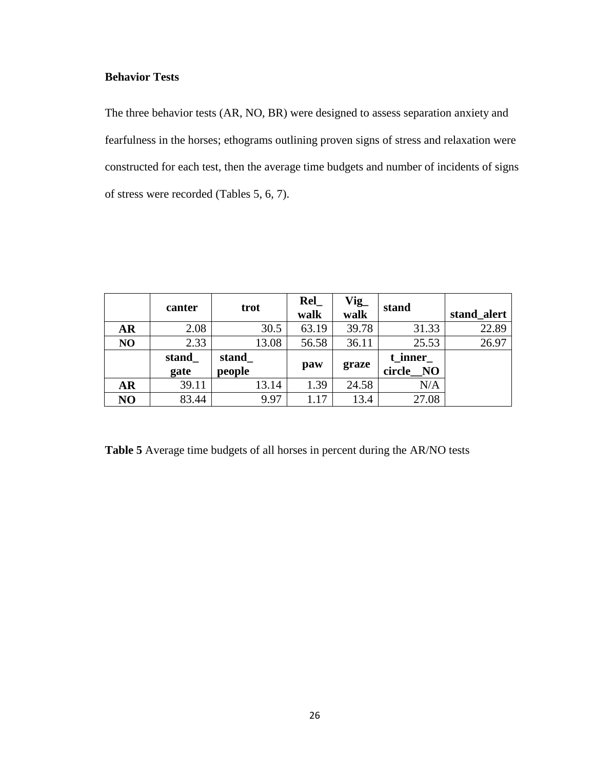**Behavior Tests**

The three behavior tests (AR, NO, BR) were designed to assess separation anxiety and fearfulness in the horses; ethograms outlining proven signs of stress and relaxation were constructed for each test, then the average time budgets and number of incidents of signs of stress were recorded (Tables 5, 6, 7).

| | canter | trot | Rel_ walk | Vig_ walk | stand | stand_alert |
|---|---|---|---|---|---|---|
| **AR** | 2.08 | 30.5 | 63.19 | 39.78 | 31.33 | 22.89 |
| **NO** | 2.33 | 13.08 | 56.58 | 36.11 | 25.53 | 26.97 |
| | **stand_ gate** | **stand_ people** | **paw** | **graze** | **t_inner_ circle__NO** | |
| **AR** | 39.11 | 13.14 | 1.39 | 24.58 | N/A | |
| **NO** | 83.44 | 9.97 | 1.17 | 13.4 | 27.08 | |

**Table 5** Average time budgets of all horses in percent during the AR/NO tests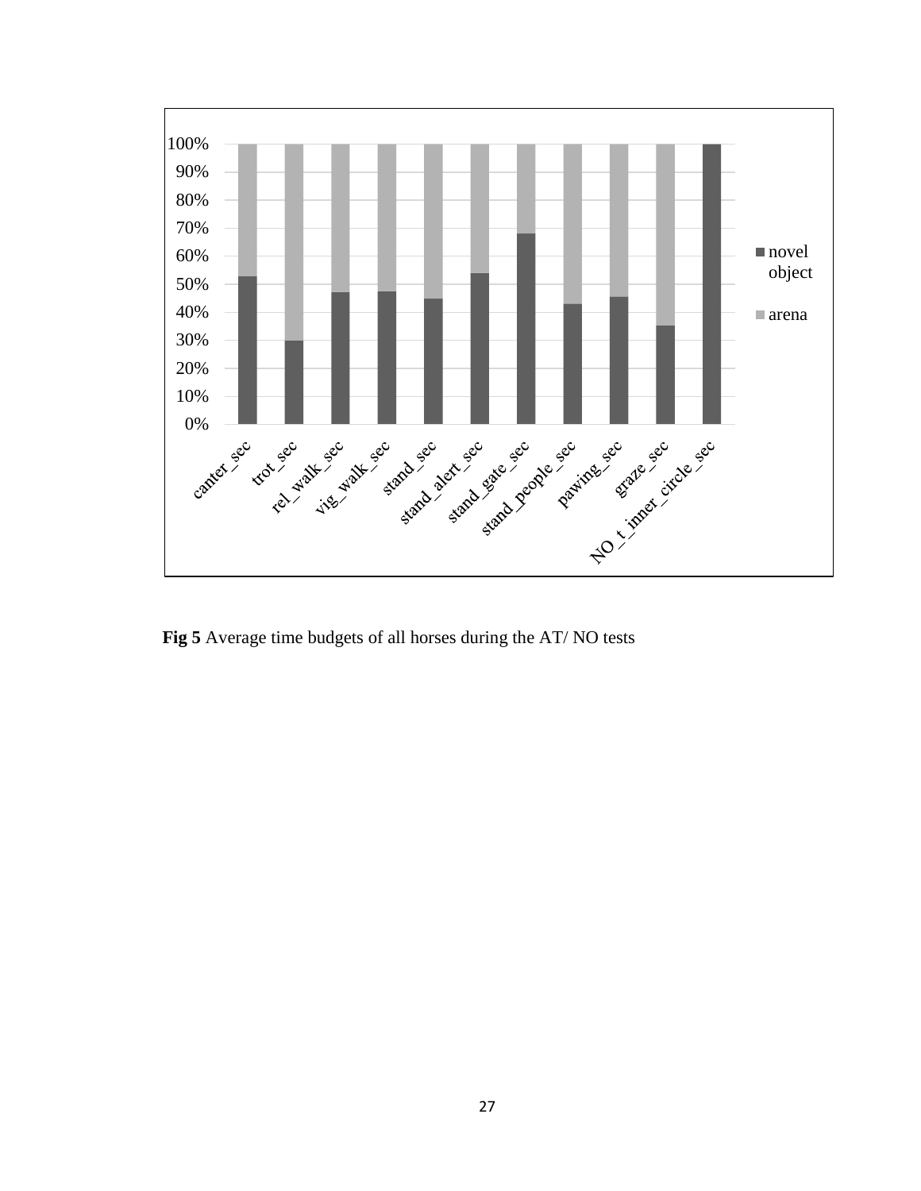**Fig 5** Average time budgets of all horses during the AT/ NO tests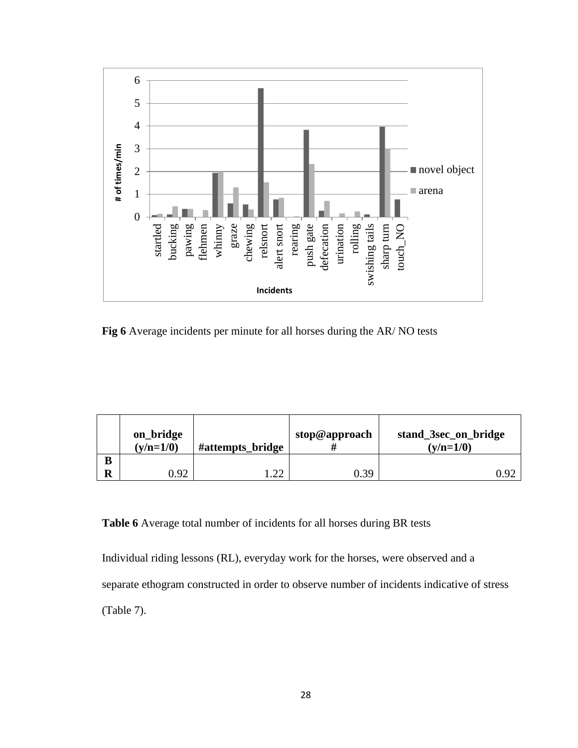**Fig 6** Average incidents per minute for all horses during the AR/ NO tests

| | on_bridge (y/n=1/0) | #attempts_bridge | stop@approach # | stand_3sec_on_bridge (y/n=1/0) |
|---|---|---|---|---|
| BR | 0.92 | 1.22 | 0.39 | 0.92 |

**Table 6** Average total number of incidents for all horses during BR tests

Individual riding lessons (RL), everyday work for the horses, were observed and a separate ethogram constructed in order to observe number of incidents indicative of stress (Table 7).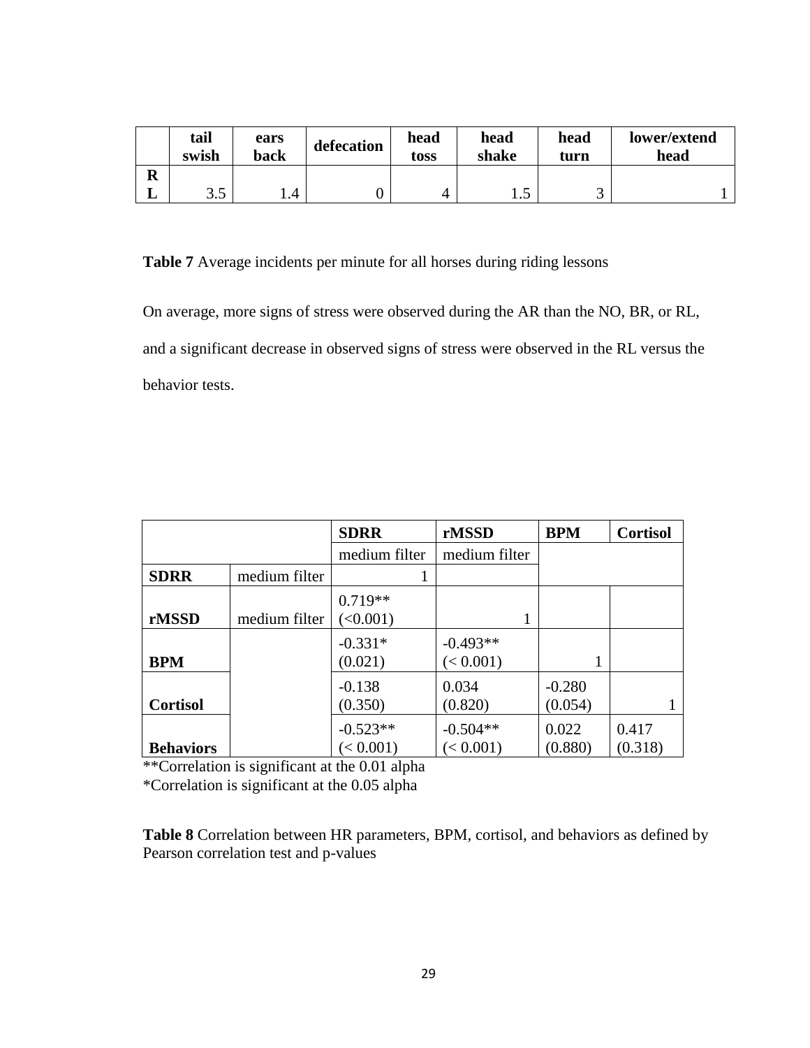| | tail swish | ears back | defecation | head toss | head shake | head turn | lower/extend head |
|---|---|---|---|---|---|---|---|
| RL | 3.5 | 1.4 | 0 | 4 | 1.5 | 3 | 1 |

**Table 7** Average incidents per minute for all horses during riding lessons

On average, more signs of stress were observed during the AR than the NO, BR, or RL, and a significant decrease in observed signs of stress were observed in the RL versus the behavior tests.

| | | SDRR | rMSSD | BPM | Cortisol |
|---|---|---|---|---|---|
| | | medium filter | medium filter | | |
| **SDRR** | medium filter | 1 | | | |
| **rMSSD** | medium filter | 0.719** (<0.001) | 1 | | |
| **BPM** | | -0.331* (0.021) | -0.493** (< 0.001) | 1 | |
| **Cortisol** | | -0.138 (0.350) | 0.034 (0.820) | -0.280 (0.054) | 1 |
| **Behaviors** | | -0.523** (< 0.001) | -0.504** (< 0.001) | 0.022 (0.880) | 0.417 (0.318) |

**Correlation is significant at the 0.01 alpha
*Correlation is significant at the 0.05 alpha

**Table 8** Correlation between HR parameters, BPM, cortisol, and behaviors as defined by Pearson correlation test and p-values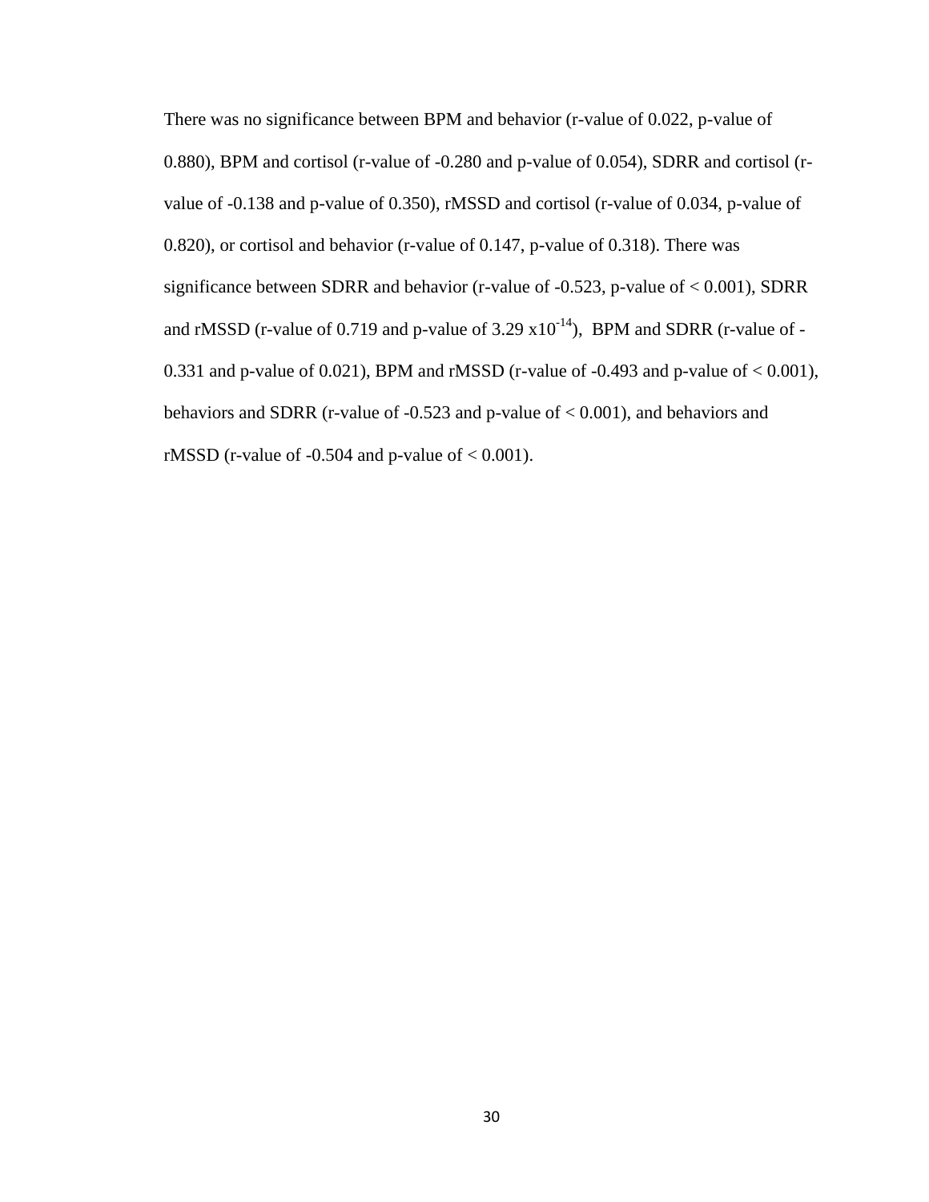There was no significance between BPM and behavior (r-value of 0.022, p-value of 0.880), BPM and cortisol (r-value of -0.280 and p-value of 0.054), SDRR and cortisol (r-value of -0.138 and p-value of 0.350), rMSSD and cortisol (r-value of 0.034, p-value of 0.820), or cortisol and behavior (r-value of 0.147, p-value of 0.318). There was significance between SDRR and behavior (r-value of -0.523, p-value of < 0.001), SDRR and rMSSD (r-value of 0.719 and p-value of $3.29 \times 10^{-14}$), BPM and SDRR (r-value of -0.331 and p-value of 0.021), BPM and rMSSD (r-value of -0.493 and p-value of < 0.001), behaviors and SDRR (r-value of -0.523 and p-value of < 0.001), and behaviors and rMSSD (r-value of -0.504 and p-value of < 0.001).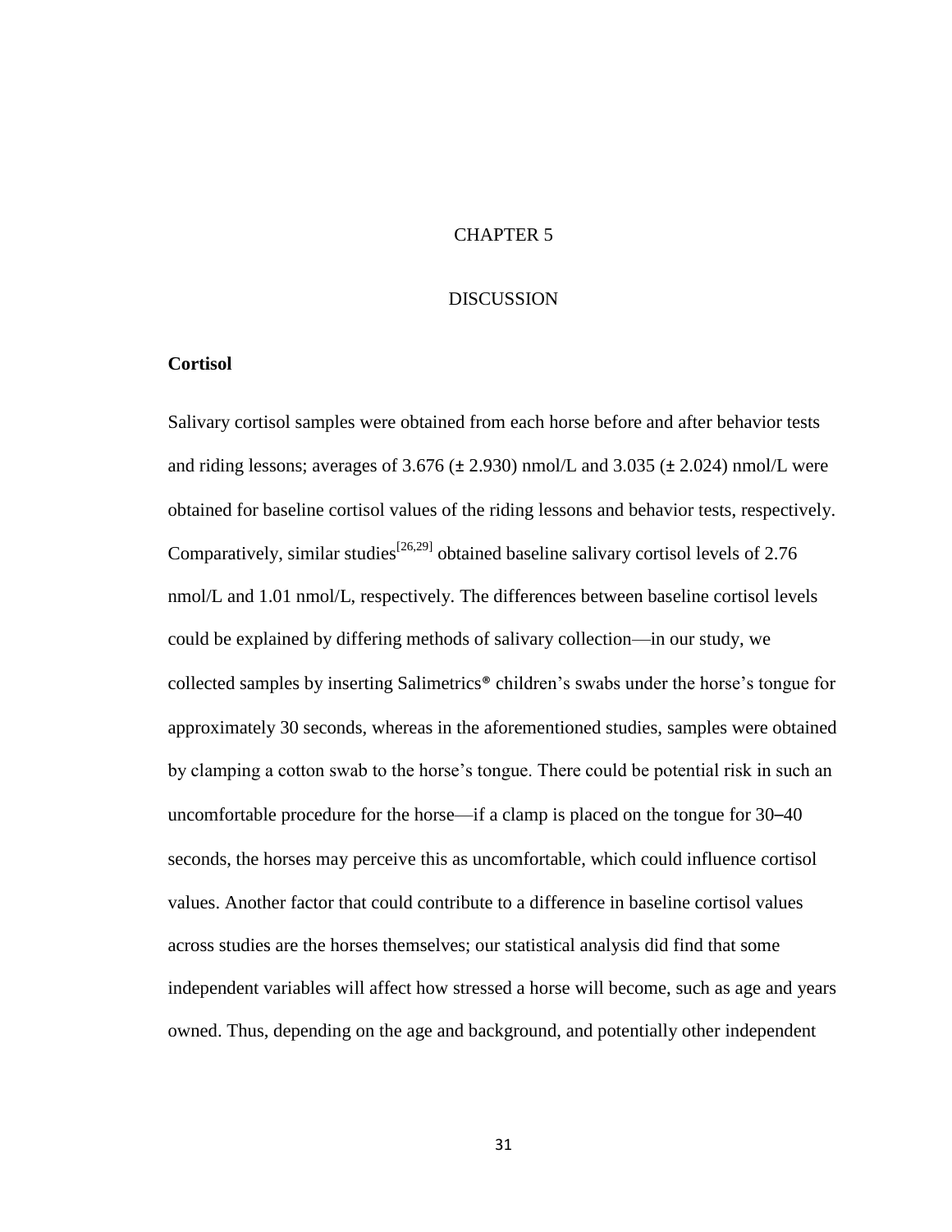# CHAPTER 5

# DISCUSSION

### Cortisol

Salivary cortisol samples were obtained from each horse before and after behavior tests and riding lessons; averages of 3.676 (± 2.930) nmol/L and 3.035 (± 2.024) nmol/L were obtained for baseline cortisol values of the riding lessons and behavior tests, respectively. Comparatively, similar studies[26,29] obtained baseline salivary cortisol levels of 2.76 nmol/L and 1.01 nmol/L, respectively. The differences between baseline cortisol levels could be explained by differing methods of salivary collection—in our study, we collected samples by inserting Salimetrics® children's swabs under the horse's tongue for approximately 30 seconds, whereas in the aforementioned studies, samples were obtained by clamping a cotton swab to the horse's tongue. There could be potential risk in such an uncomfortable procedure for the horse—if a clamp is placed on the tongue for 30–40 seconds, the horses may perceive this as uncomfortable, which could influence cortisol values. Another factor that could contribute to a difference in baseline cortisol values across studies are the horses themselves; our statistical analysis did find that some independent variables will affect how stressed a horse will become, such as age and years owned. Thus, depending on the age and background, and potentially other independent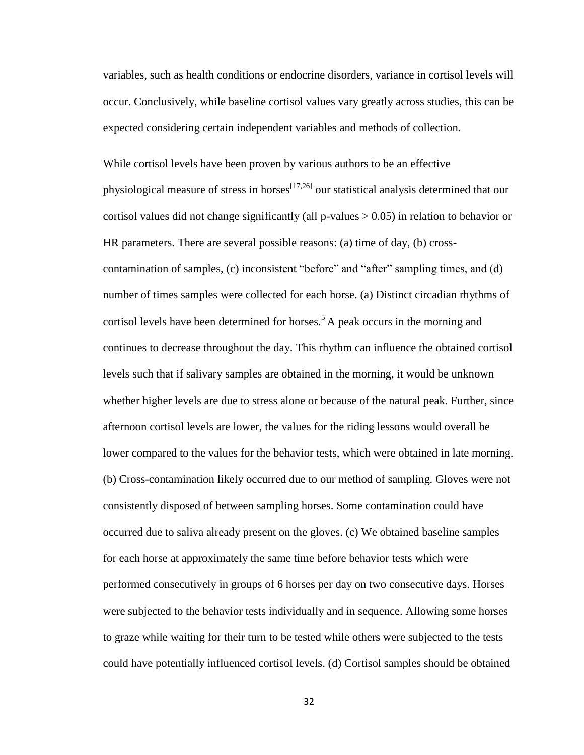variables, such as health conditions or endocrine disorders, variance in cortisol levels will occur. Conclusively, while baseline cortisol values vary greatly across studies, this can be expected considering certain independent variables and methods of collection.

While cortisol levels have been proven by various authors to be an effective physiological measure of stress in horses[17,26] our statistical analysis determined that our cortisol values did not change significantly (all p-values > 0.05) in relation to behavior or HR parameters. There are several possible reasons: (a) time of day, (b) cross-contamination of samples, (c) inconsistent "before" and "after" sampling times, and (d) number of times samples were collected for each horse. (a) Distinct circadian rhythms of cortisol levels have been determined for horses.[5] A peak occurs in the morning and continues to decrease throughout the day. This rhythm can influence the obtained cortisol levels such that if salivary samples are obtained in the morning, it would be unknown whether higher levels are due to stress alone or because of the natural peak. Further, since afternoon cortisol levels are lower, the values for the riding lessons would overall be lower compared to the values for the behavior tests, which were obtained in late morning. (b) Cross-contamination likely occurred due to our method of sampling. Gloves were not consistently disposed of between sampling horses. Some contamination could have occurred due to saliva already present on the gloves. (c) We obtained baseline samples for each horse at approximately the same time before behavior tests which were performed consecutively in groups of 6 horses per day on two consecutive days. Horses were subjected to the behavior tests individually and in sequence. Allowing some horses to graze while waiting for their turn to be tested while others were subjected to the tests could have potentially influenced cortisol levels. (d) Cortisol samples should be obtained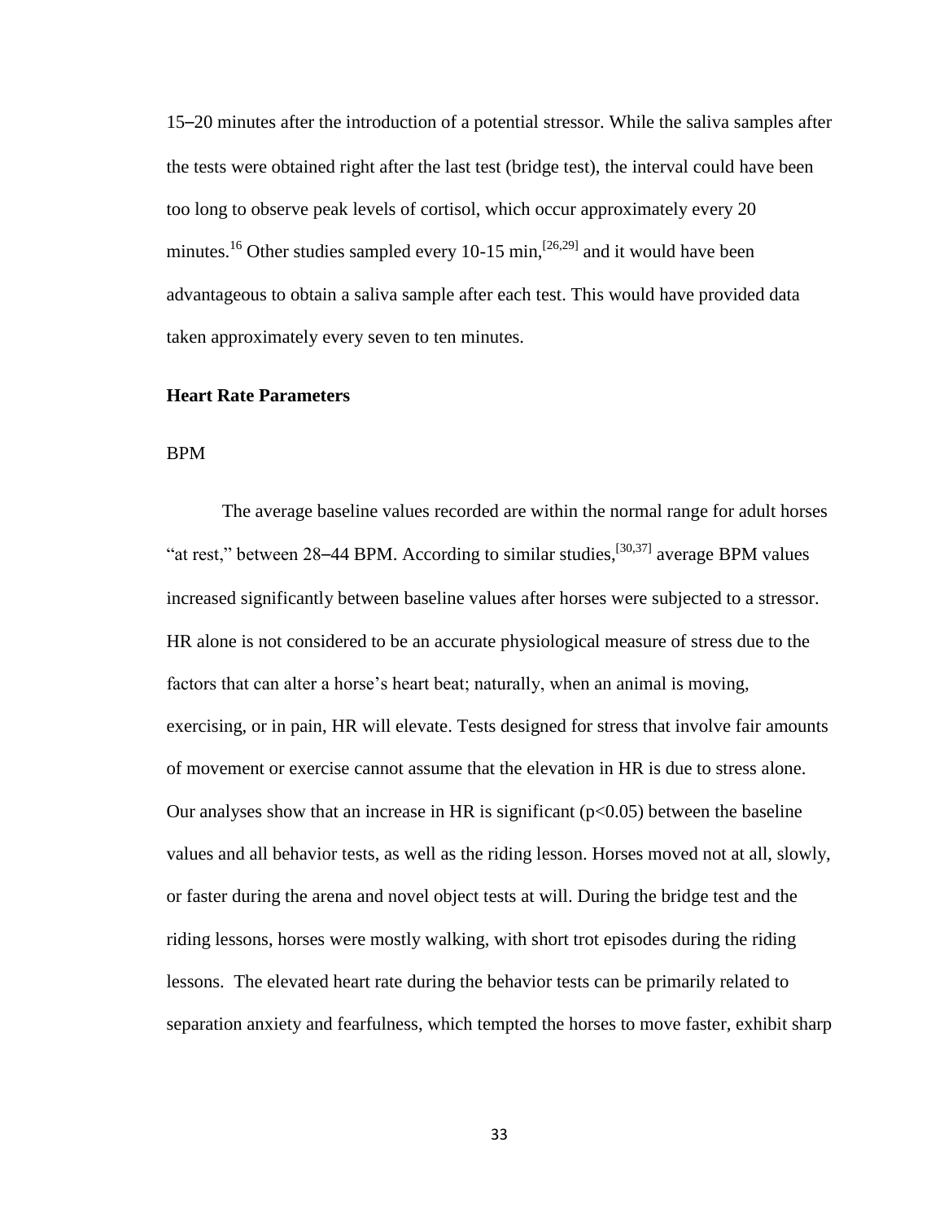15–20 minutes after the introduction of a potential stressor. While the saliva samples after the tests were obtained right after the last test (bridge test), the interval could have been too long to observe peak levels of cortisol, which occur approximately every 20 minutes.[16] Other studies sampled every 10-15 min,[26,29] and it would have been advantageous to obtain a saliva sample after each test. This would have provided data taken approximately every seven to ten minutes.

### Heart Rate Parameters

#### BPM

The average baseline values recorded are within the normal range for adult horses "at rest," between 28–44 BPM. According to similar studies,[30,37] average BPM values increased significantly between baseline values after horses were subjected to a stressor. HR alone is not considered to be an accurate physiological measure of stress due to the factors that can alter a horse's heart beat; naturally, when an animal is moving, exercising, or in pain, HR will elevate. Tests designed for stress that involve fair amounts of movement or exercise cannot assume that the elevation in HR is due to stress alone. Our analyses show that an increase in HR is significant ($p<0.05$) between the baseline values and all behavior tests, as well as the riding lesson. Horses moved not at all, slowly, or faster during the arena and novel object tests at will. During the bridge test and the riding lessons, horses were mostly walking, with short trot episodes during the riding lessons. The elevated heart rate during the behavior tests can be primarily related to separation anxiety and fearfulness, which tempted the horses to move faster, exhibit sharp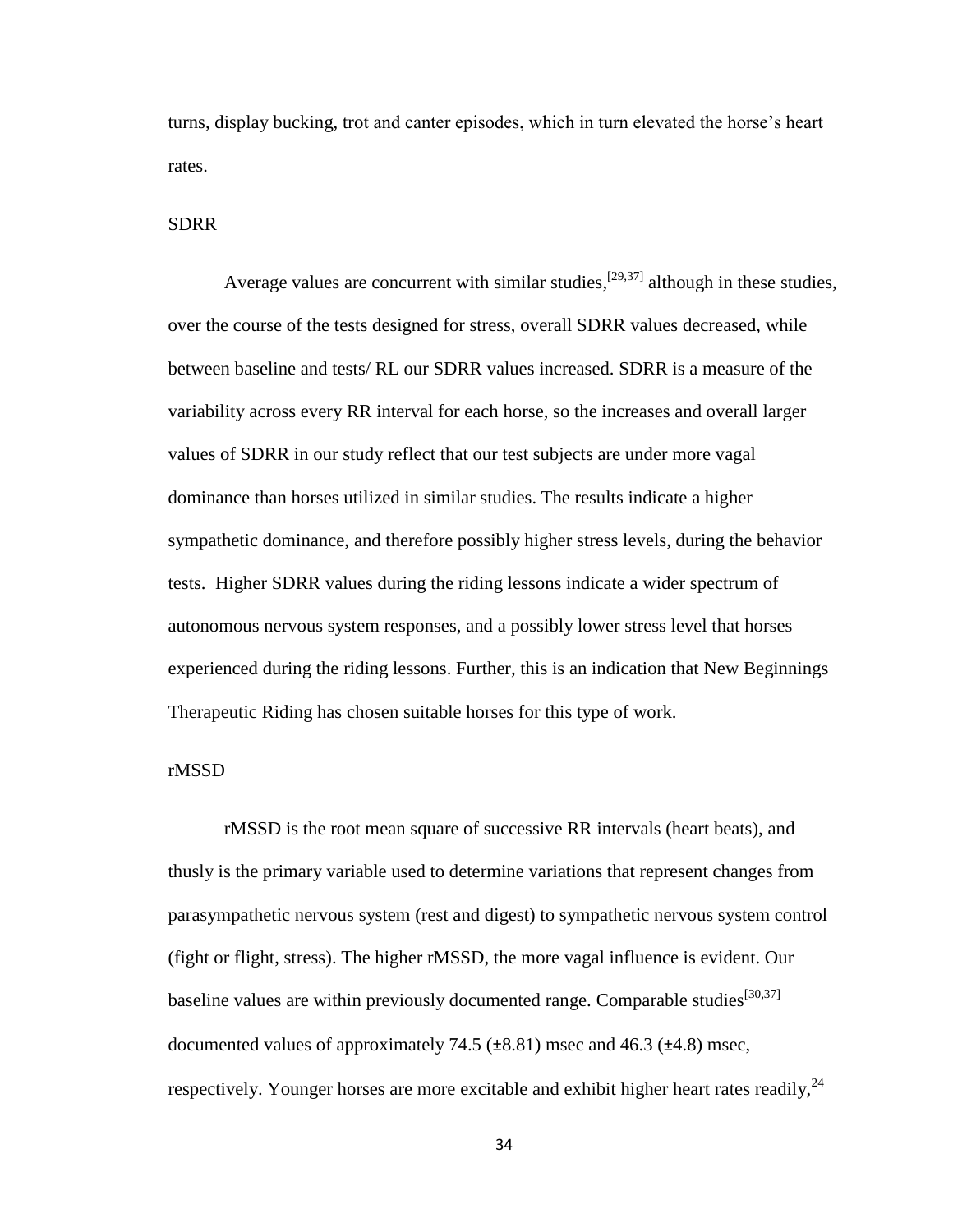turns, display bucking, trot and canter episodes, which in turn elevated the horse's heart rates.

### SDRR

Average values are concurrent with similar studies,[29,37] although in these studies, over the course of the tests designed for stress, overall SDRR values decreased, while between baseline and tests/ RL our SDRR values increased. SDRR is a measure of the variability across every RR interval for each horse, so the increases and overall larger values of SDRR in our study reflect that our test subjects are under more vagal dominance than horses utilized in similar studies. The results indicate a higher sympathetic dominance, and therefore possibly higher stress levels, during the behavior tests. Higher SDRR values during the riding lessons indicate a wider spectrum of autonomous nervous system responses, and a possibly lower stress level that horses experienced during the riding lessons. Further, this is an indication that New Beginnings Therapeutic Riding has chosen suitable horses for this type of work.

### rMSSD

rMSSD is the root mean square of successive RR intervals (heart beats), and thusly is the primary variable used to determine variations that represent changes from parasympathetic nervous system (rest and digest) to sympathetic nervous system control (fight or flight, stress). The higher rMSSD, the more vagal influence is evident. Our baseline values are within previously documented range. Comparable studies[30,37] documented values of approximately 74.5 (±8.81) msec and 46.3 (±4.8) msec, respectively. Younger horses are more excitable and exhibit higher heart rates readily,[24]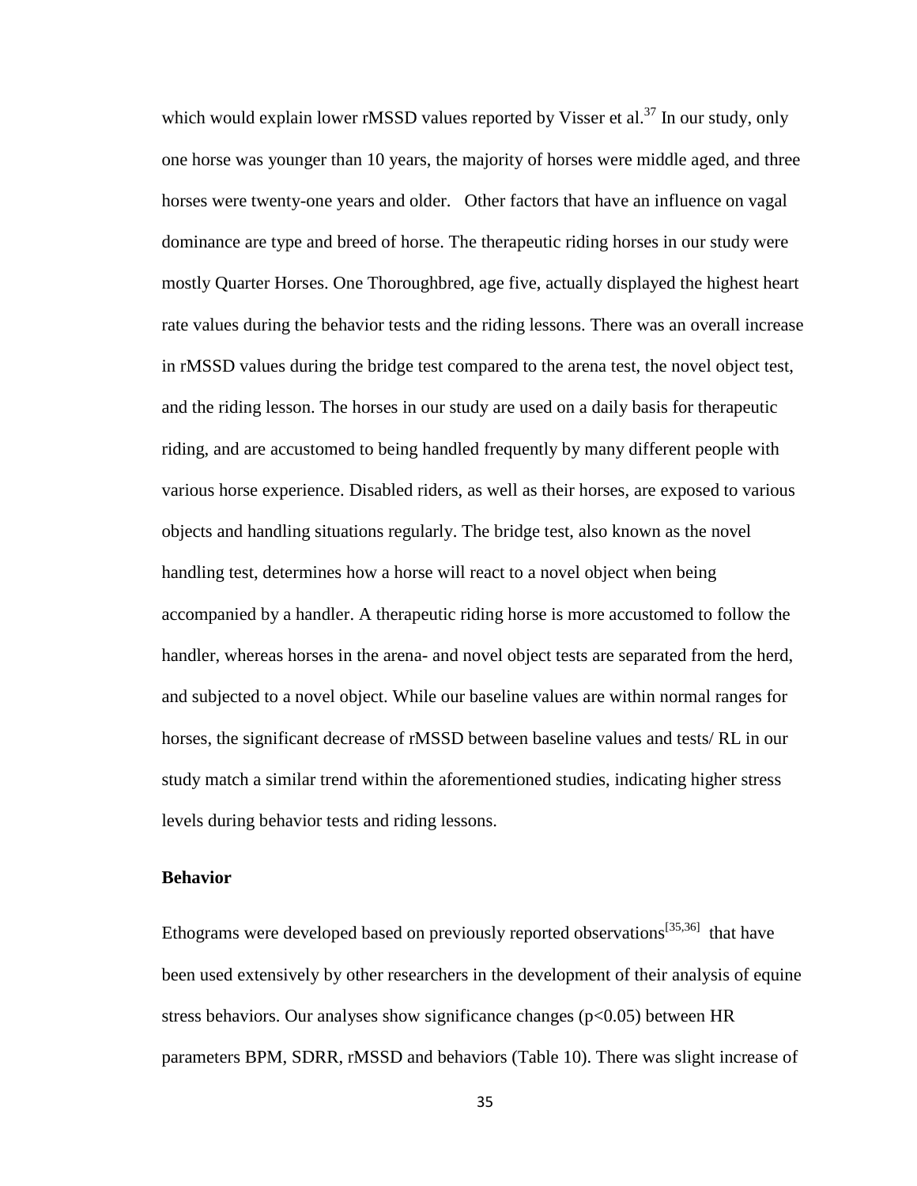which would explain lower rMSSD values reported by Visser et al.[37] In our study, only one horse was younger than 10 years, the majority of horses were middle aged, and three horses were twenty-one years and older. Other factors that have an influence on vagal dominance are type and breed of horse. The therapeutic riding horses in our study were mostly Quarter Horses. One Thoroughbred, age five, actually displayed the highest heart rate values during the behavior tests and the riding lessons. There was an overall increase in rMSSD values during the bridge test compared to the arena test, the novel object test, and the riding lesson. The horses in our study are used on a daily basis for therapeutic riding, and are accustomed to being handled frequently by many different people with various horse experience. Disabled riders, as well as their horses, are exposed to various objects and handling situations regularly. The bridge test, also known as the novel handling test, determines how a horse will react to a novel object when being accompanied by a handler. A therapeutic riding horse is more accustomed to follow the handler, whereas horses in the arena- and novel object tests are separated from the herd, and subjected to a novel object. While our baseline values are within normal ranges for horses, the significant decrease of rMSSD between baseline values and tests/ RL in our study match a similar trend within the aforementioned studies, indicating higher stress levels during behavior tests and riding lessons.

### Behavior

Ethograms were developed based on previously reported observations[35,36] that have been used extensively by other researchers in the development of their analysis of equine stress behaviors. Our analyses show significance changes ($p<0.05$) between HR parameters BPM, SDRR, rMSSD and behaviors (Table 10). There was slight increase of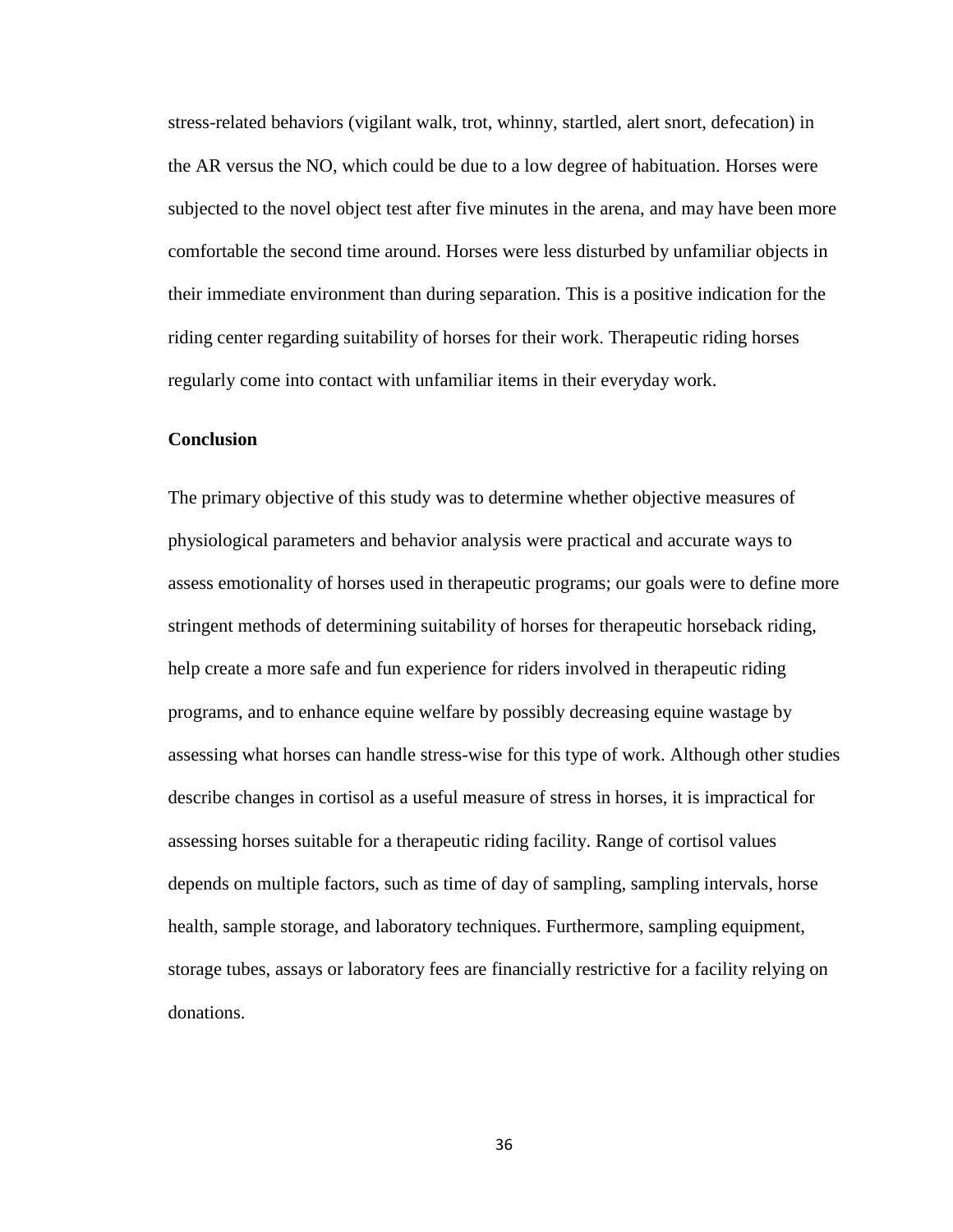stress-related behaviors (vigilant walk, trot, whinny, startled, alert snort, defecation) in the AR versus the NO, which could be due to a low degree of habituation. Horses were subjected to the novel object test after five minutes in the arena, and may have been more comfortable the second time around. Horses were less disturbed by unfamiliar objects in their immediate environment than during separation. This is a positive indication for the riding center regarding suitability of horses for their work. Therapeutic riding horses regularly come into contact with unfamiliar items in their everyday work.

**Conclusion**

The primary objective of this study was to determine whether objective measures of physiological parameters and behavior analysis were practical and accurate ways to assess emotionality of horses used in therapeutic programs; our goals were to define more stringent methods of determining suitability of horses for therapeutic horseback riding, help create a more safe and fun experience for riders involved in therapeutic riding programs, and to enhance equine welfare by possibly decreasing equine wastage by assessing what horses can handle stress-wise for this type of work. Although other studies describe changes in cortisol as a useful measure of stress in horses, it is impractical for assessing horses suitable for a therapeutic riding facility. Range of cortisol values depends on multiple factors, such as time of day of sampling, sampling intervals, horse health, sample storage, and laboratory techniques. Furthermore, sampling equipment, storage tubes, assays or laboratory fees are financially restrictive for a facility relying on donations.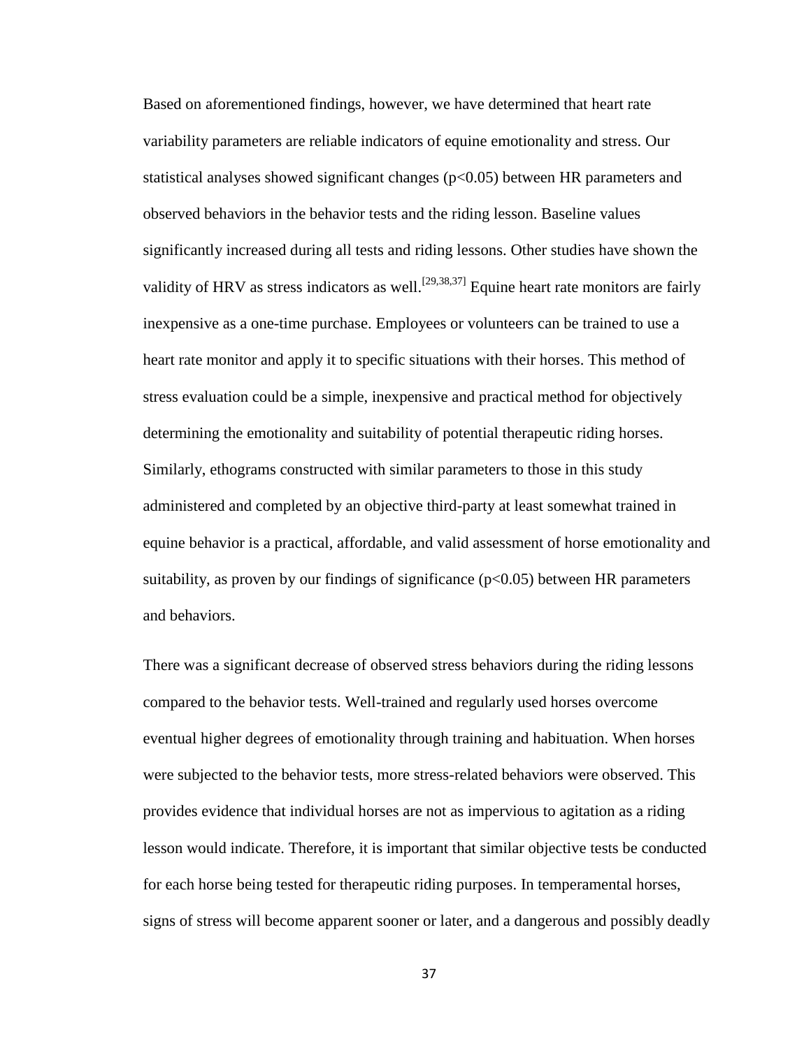Based on aforementioned findings, however, we have determined that heart rate variability parameters are reliable indicators of equine emotionality and stress. Our statistical analyses showed significant changes ($p<0.05$) between HR parameters and observed behaviors in the behavior tests and the riding lesson. Baseline values significantly increased during all tests and riding lessons. Other studies have shown the validity of HRV as stress indicators as well.[29,38,37] Equine heart rate monitors are fairly inexpensive as a one-time purchase. Employees or volunteers can be trained to use a heart rate monitor and apply it to specific situations with their horses. This method of stress evaluation could be a simple, inexpensive and practical method for objectively determining the emotionality and suitability of potential therapeutic riding horses. Similarly, ethograms constructed with similar parameters to those in this study administered and completed by an objective third-party at least somewhat trained in equine behavior is a practical, affordable, and valid assessment of horse emotionality and suitability, as proven by our findings of significance ($p<0.05$) between HR parameters and behaviors.

There was a significant decrease of observed stress behaviors during the riding lessons compared to the behavior tests. Well-trained and regularly used horses overcome eventual higher degrees of emotionality through training and habituation. When horses were subjected to the behavior tests, more stress-related behaviors were observed. This provides evidence that individual horses are not as impervious to agitation as a riding lesson would indicate. Therefore, it is important that similar objective tests be conducted for each horse being tested for therapeutic riding purposes. In temperamental horses, signs of stress will become apparent sooner or later, and a dangerous and possibly deadly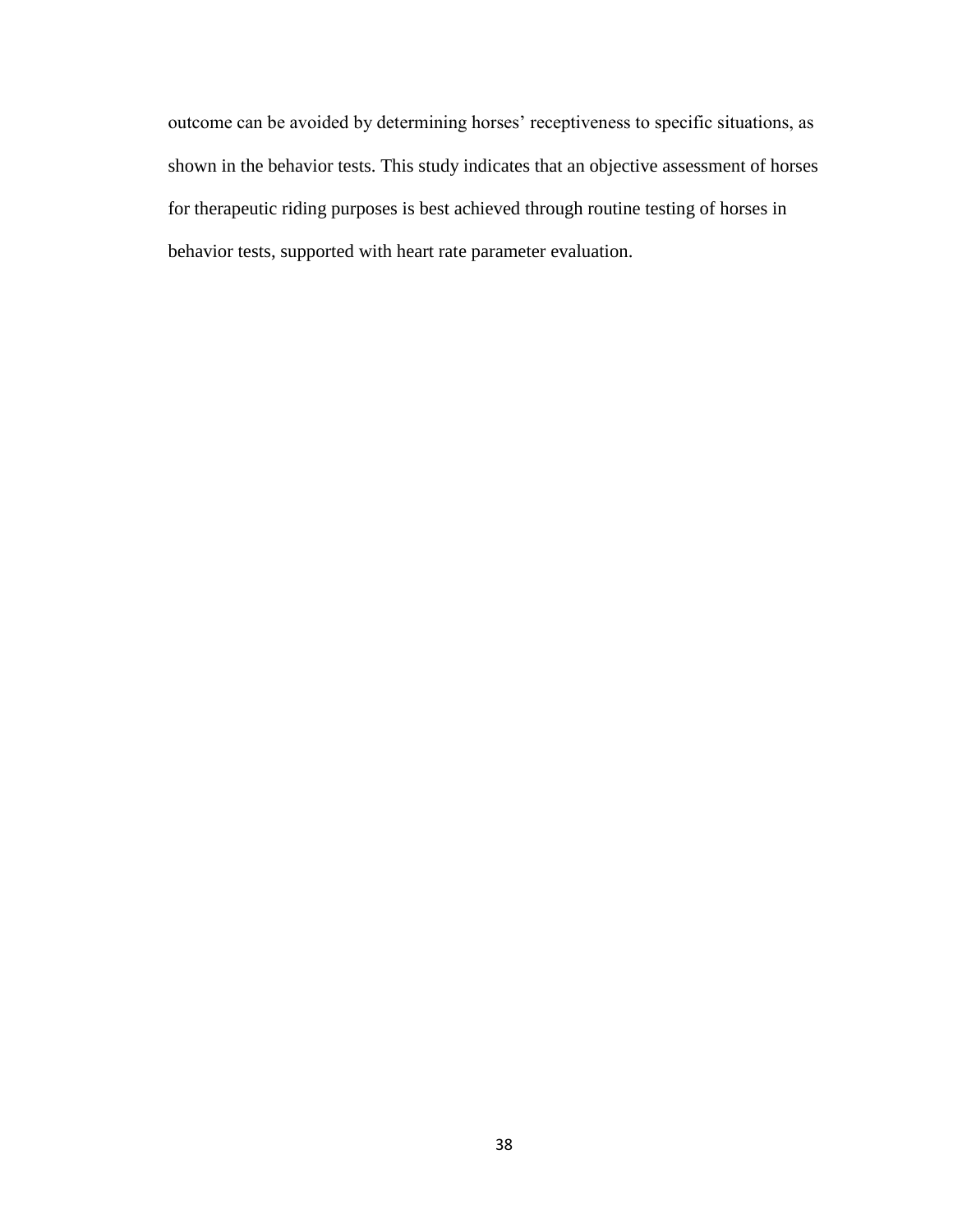outcome can be avoided by determining horses' receptiveness to specific situations, as shown in the behavior tests. This study indicates that an objective assessment of horses for therapeutic riding purposes is best achieved through routine testing of horses in behavior tests, supported with heart rate parameter evaluation.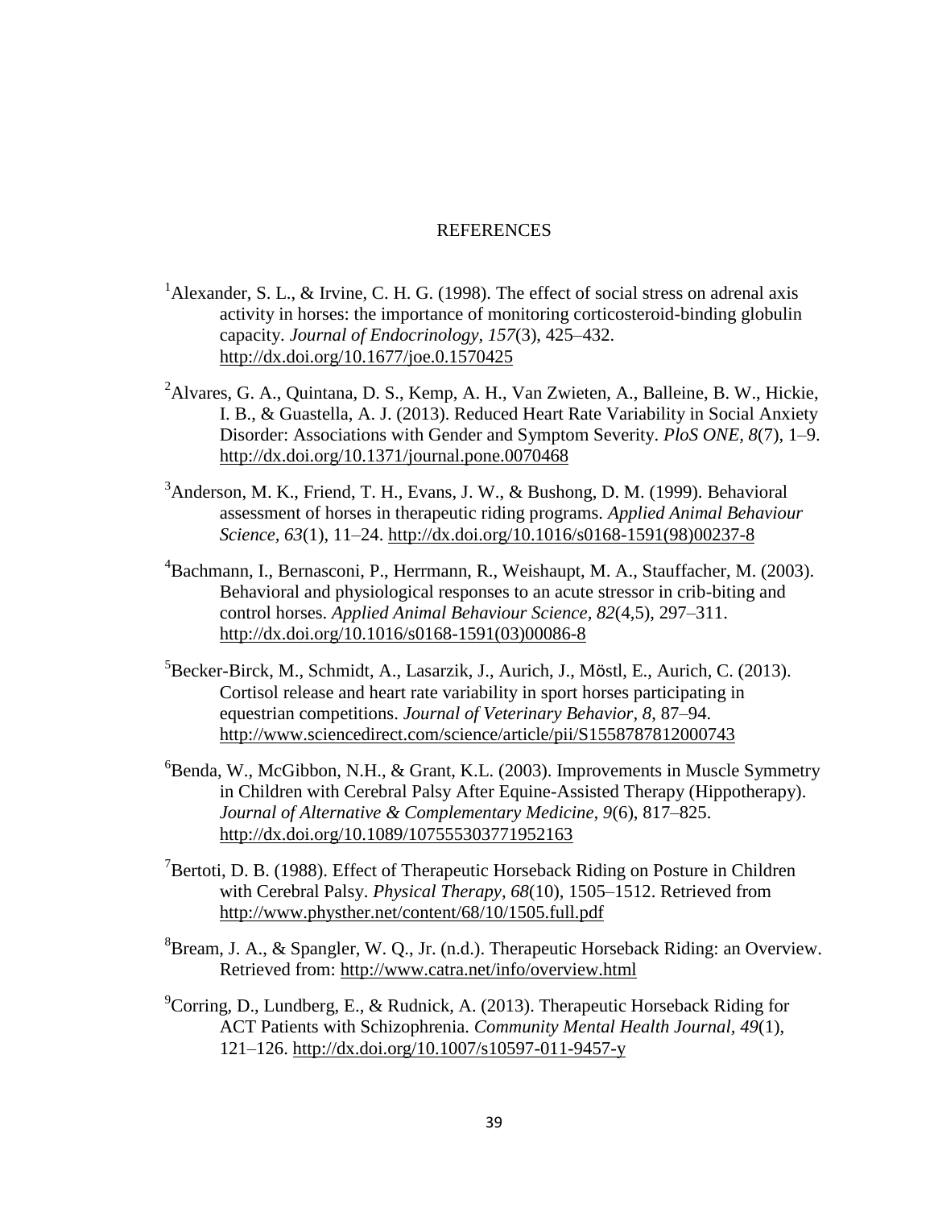# REFERENCES

[1]Alexander, S. L., & Irvine, C. H. G. (1998). The effect of social stress on adrenal axis activity in horses: the importance of monitoring corticosteroid-binding globulin capacity. *Journal of Endocrinology, 157*(3), 425–432. http://dx.doi.org/10.1677/joe.0.1570425

[2]Alvares, G. A., Quintana, D. S., Kemp, A. H., Van Zwieten, A., Balleine, B. W., Hickie, I. B., & Guastella, A. J. (2013). Reduced Heart Rate Variability in Social Anxiety Disorder: Associations with Gender and Symptom Severity. *PloS ONE, 8*(7), 1–9. http://dx.doi.org/10.1371/journal.pone.0070468

[3]Anderson, M. K., Friend, T. H., Evans, J. W., & Bushong, D. M. (1999). Behavioral assessment of horses in therapeutic riding programs. *Applied Animal Behaviour Science, 63*(1), 11–24. http://dx.doi.org/10.1016/s0168-1591(98)00237-8

[4]Bachmann, I., Bernasconi, P., Herrmann, R., Weishaupt, M. A., Stauffacher, M. (2003). Behavioral and physiological responses to an acute stressor in crib-biting and control horses. *Applied Animal Behaviour Science, 82*(4,5), 297–311. http://dx.doi.org/10.1016/s0168-1591(03)00086-8

[5]Becker-Birck, M., Schmidt, A., Lasarzik, J., Aurich, J., Möstl, E., Aurich, C. (2013). Cortisol release and heart rate variability in sport horses participating in equestrian competitions. *Journal of Veterinary Behavior, 8*, 87–94. http://www.sciencedirect.com/science/article/pii/S1558787812000743

[6]Benda, W., McGibbon, N.H., & Grant, K.L. (2003). Improvements in Muscle Symmetry in Children with Cerebral Palsy After Equine-Assisted Therapy (Hippotherapy). *Journal of Alternative & Complementary Medicine, 9*(6), 817–825. http://dx.doi.org/10.1089/107555303771952163

[7]Bertoti, D. B. (1988). Effect of Therapeutic Horseback Riding on Posture in Children with Cerebral Palsy. *Physical Therapy, 68*(10), 1505–1512. Retrieved from http://www.physther.net/content/68/10/1505.full.pdf

[8]Bream, J. A., & Spangler, W. Q., Jr. (n.d.). Therapeutic Horseback Riding: an Overview. Retrieved from: http://www.catra.net/info/overview.html

[9]Corring, D., Lundberg, E., & Rudnick, A. (2013). Therapeutic Horseback Riding for ACT Patients with Schizophrenia. *Community Mental Health Journal, 49*(1), 121–126. http://dx.doi.org/10.1007/s10597-011-9457-y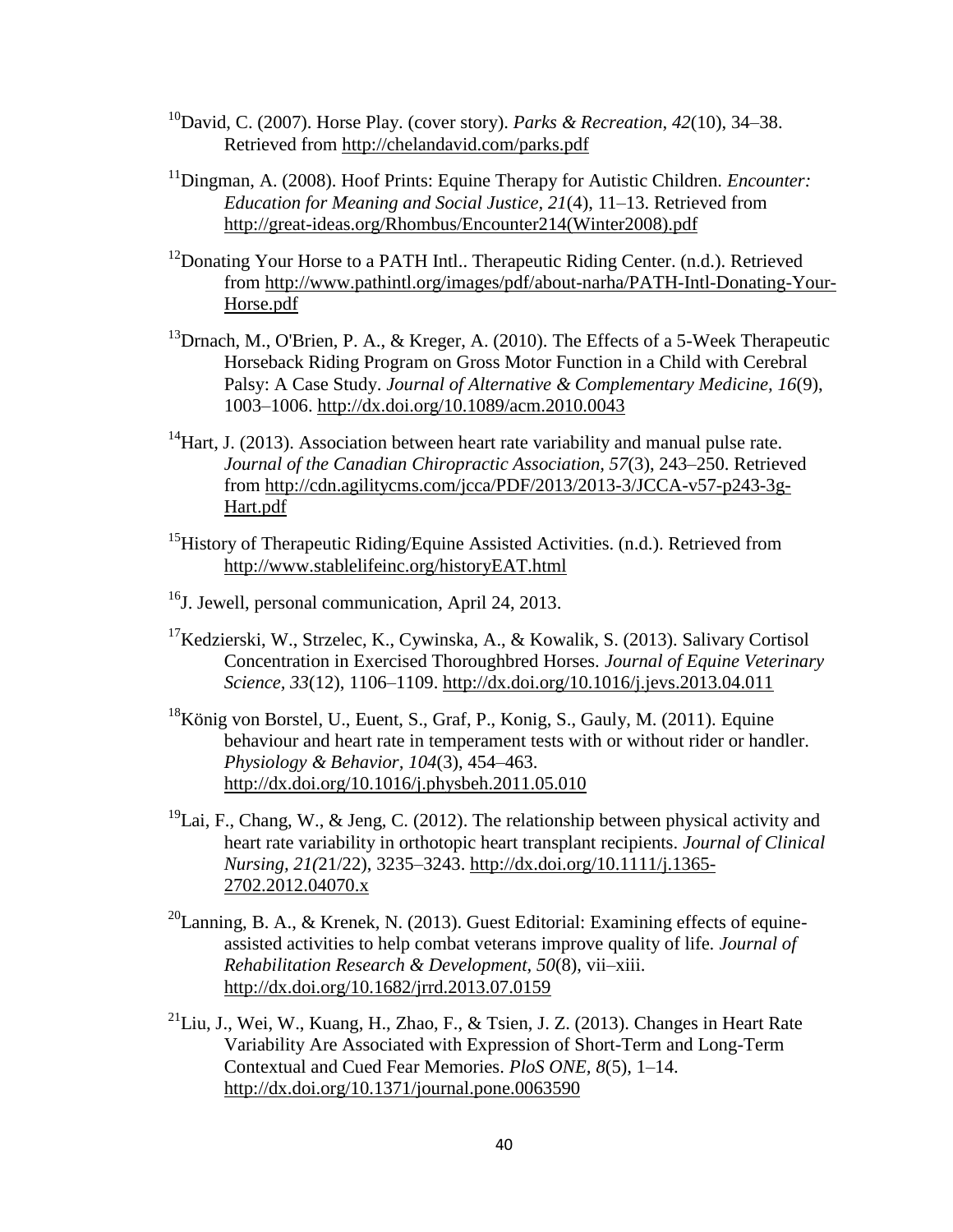[10]David, C. (2007). Horse Play. (cover story). *Parks & Recreation*, *42*(10), 34–38. Retrieved from http://chelandavid.com/parks.pdf

[11]Dingman, A. (2008). Hoof Prints: Equine Therapy for Autistic Children. *Encounter: Education for Meaning and Social Justice*, *21*(4), 11–13. Retrieved from http://great-ideas.org/Rhombus/Encounter214(Winter2008).pdf

[12]Donating Your Horse to a PATH Intl.. Therapeutic Riding Center. (n.d.). Retrieved from http://www.pathintl.org/images/pdf/about-narha/PATH-Intl-Donating-Your-Horse.pdf

[13]Drnach, M., O'Brien, P. A., & Kreger, A. (2010). The Effects of a 5-Week Therapeutic Horseback Riding Program on Gross Motor Function in a Child with Cerebral Palsy: A Case Study. *Journal of Alternative & Complementary Medicine, 16*(9), 1003–1006. http://dx.doi.org/10.1089/acm.2010.0043

[14]Hart, J. (2013). Association between heart rate variability and manual pulse rate. *Journal of the Canadian Chiropractic Association*, *57*(3), 243–250. Retrieved from http://cdn.agilitycms.com/jcca/PDF/2013/2013-3/JCCA-v57-p243-3g-Hart.pdf

[15]History of Therapeutic Riding/Equine Assisted Activities. (n.d.). Retrieved from http://www.stablelifeinc.org/historyEAT.html

[16]J. Jewell, personal communication, April 24, 2013.

[17]Kedzierski, W., Strzelec, K., Cywinska, A., & Kowalik, S. (2013). Salivary Cortisol Concentration in Exercised Thoroughbred Horses. *Journal of Equine Veterinary Science, 33*(12), 1106–1109. http://dx.doi.org/10.1016/j.jevs.2013.04.011

[18]König von Borstel, U., Euent, S., Graf, P., Konig, S., Gauly, M. (2011). Equine behaviour and heart rate in temperament tests with or without rider or handler. *Physiology & Behavior*, *104*(3), 454–463. http://dx.doi.org/10.1016/j.physbeh.2011.05.010

[19]Lai, F., Chang, W., & Jeng, C. (2012). The relationship between physical activity and heart rate variability in orthotopic heart transplant recipients. *Journal of Clinical Nursing, 21(*21/22), 3235–3243. http://dx.doi.org/10.1111/j.1365-2702.2012.04070.x

[20]Lanning, B. A., & Krenek, N. (2013). Guest Editorial: Examining effects of equine-assisted activities to help combat veterans improve quality of life. *Journal of Rehabilitation Research & Development, 50*(8), vii–xiii. http://dx.doi.org/10.1682/jrrd.2013.07.0159

[21]Liu, J., Wei, W., Kuang, H., Zhao, F., & Tsien, J. Z. (2013). Changes in Heart Rate Variability Are Associated with Expression of Short-Term and Long-Term Contextual and Cued Fear Memories. *PloS ONE, 8*(5), 1–14. http://dx.doi.org/10.1371/journal.pone.0063590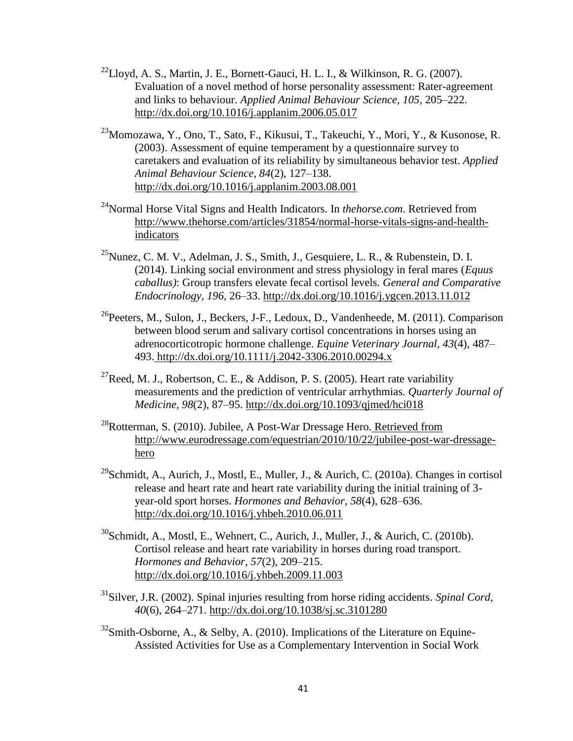[22]Lloyd, A. S., Martin, J. E., Bornett-Gauci, H. L. I., & Wilkinson, R. G. (2007). Evaluation of a novel method of horse personality assessment: Rater-agreement and links to behaviour. *Applied Animal Behaviour Science, 105*, 205–222. http://dx.doi.org/10.1016/j.applanim.2006.05.017

[23]Momozawa, Y., Ono, T., Sato, F., Kikusui, T., Takeuchi, Y., Mori, Y., & Kusonose, R. (2003). Assessment of equine temperament by a questionnaire survey to caretakers and evaluation of its reliability by simultaneous behavior test. *Applied Animal Behaviour Science, 84*(2), 127–138. http://dx.doi.org/10.1016/j.applanim.2003.08.001

[24]Normal Horse Vital Signs and Health Indicators. In *thehorse.com*. Retrieved from http://www.thehorse.com/articles/31854/normal-horse-vitals-signs-and-health-indicators

[25]Nunez, C. M. V., Adelman, J. S., Smith, J., Gesquiere, L. R., & Rubenstein, D. I. (2014). Linking social environment and stress physiology in feral mares (*Equus caballus)*: Group transfers elevate fecal cortisol levels. *General and Comparative Endocrinology, 196*, 26–33. http://dx.doi.org/10.1016/j.ygcen.2013.11.012

[26]Peeters, M., Sulon, J., Beckers, J-F., Ledoux, D., Vandenheede, M. (2011). Comparison between blood serum and salivary cortisol concentrations in horses using an adrenocorticotropic hormone challenge. *Equine Veterinary Journal, 43*(4), 487–493. http://dx.doi.org/10.1111/j.2042-3306.2010.00294.x

[27]Reed, M. J., Robertson, C. E., & Addison, P. S. (2005). Heart rate variability measurements and the prediction of ventricular arrhythmias. *Quarterly Journal of Medicine, 98*(2), 87–95. http://dx.doi.org/10.1093/qjmed/hci018

[28]Rotterman, S. (2010). Jubilee, A Post-War Dressage Hero. Retrieved from http://www.eurodressage.com/equestrian/2010/10/22/jubilee-post-war-dressage-hero

[29]Schmidt, A., Aurich, J., Mostl, E., Muller, J., & Aurich, C. (2010a). Changes in cortisol release and heart rate and heart rate variability during the initial training of 3-year-old sport horses. *Hormones and Behavior, 58*(4), 628–636. http://dx.doi.org/10.1016/j.yhbeh.2010.06.011

[30]Schmidt, A., Mostl, E., Wehnert, C., Aurich, J., Muller, J., & Aurich, C. (2010b). Cortisol release and heart rate variability in horses during road transport. *Hormones and Behavior, 57*(2), 209–215. http://dx.doi.org/10.1016/j.yhbeh.2009.11.003

[31]Silver, J.R. (2002). Spinal injuries resulting from horse riding accidents. *Spinal Cord, 40*(6), 264–271. http://dx.doi.org/10.1038/sj.sc.3101280

[32]Smith-Osborne, A., & Selby, A. (2010). Implications of the Literature on Equine-Assisted Activities for Use as a Complementary Intervention in Social Work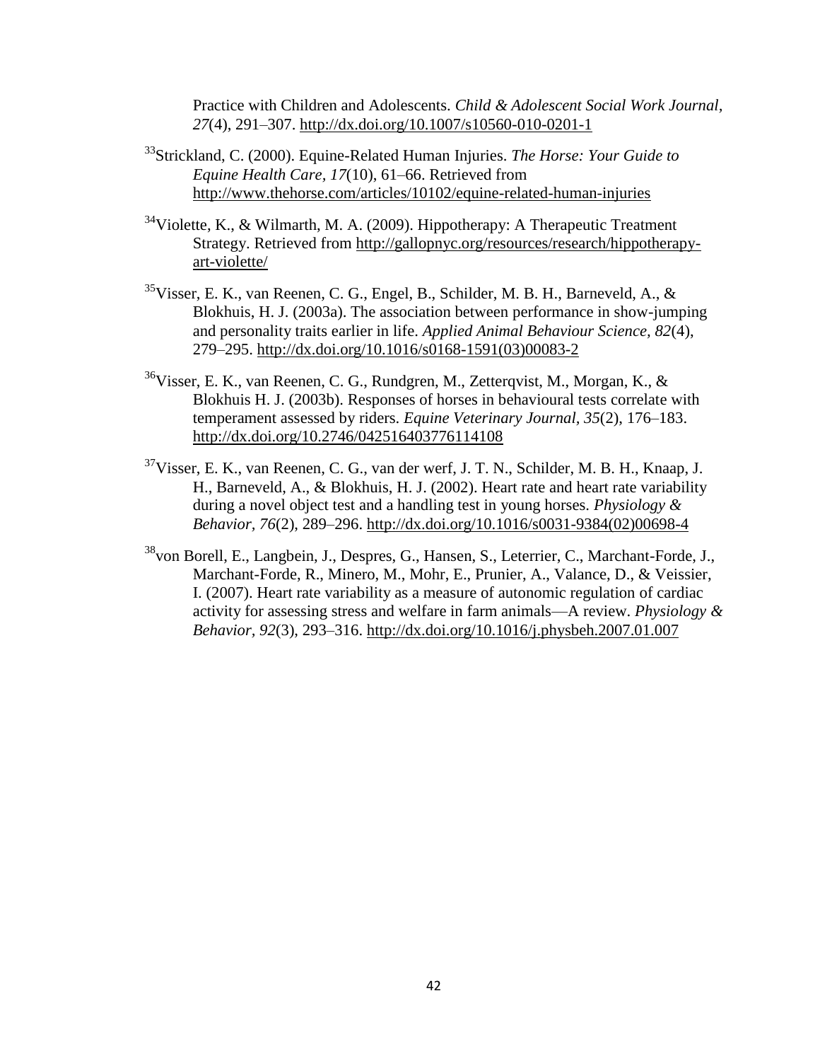Practice with Children and Adolescents. *Child & Adolescent Social Work Journal*, *27*(4), 291–307. http://dx.doi.org/10.1007/s10560-010-0201-1

[33]Strickland, C. (2000). Equine-Related Human Injuries. *The Horse: Your Guide to Equine Health Care*, *17*(10), 61–66. Retrieved from http://www.thehorse.com/articles/10102/equine-related-human-injuries

[34]Violette, K., & Wilmarth, M. A. (2009). Hippotherapy: A Therapeutic Treatment Strategy. Retrieved from http://gallopnyc.org/resources/research/hippotherapy-art-violette/

[35]Visser, E. K., van Reenen, C. G., Engel, B., Schilder, M. B. H., Barneveld, A., & Blokhuis, H. J. (2003a). The association between performance in show-jumping and personality traits earlier in life. *Applied Animal Behaviour Science*, *82*(4), 279–295. http://dx.doi.org/10.1016/s0168-1591(03)00083-2

[36]Visser, E. K., van Reenen, C. G., Rundgren, M., Zetterqvist, M., Morgan, K., & Blokhuis H. J. (2003b). Responses of horses in behavioural tests correlate with temperament assessed by riders. *Equine Veterinary Journal*, *35*(2), 176–183. http://dx.doi.org/10.2746/042516403776114108

[37]Visser, E. K., van Reenen, C. G., van der werf, J. T. N., Schilder, M. B. H., Knaap, J. H., Barneveld, A., & Blokhuis, H. J. (2002). Heart rate and heart rate variability during a novel object test and a handling test in young horses. *Physiology & Behavior*, *76*(2), 289–296. http://dx.doi.org/10.1016/s0031-9384(02)00698-4

[38]von Borell, E., Langbein, J., Despres, G., Hansen, S., Leterrier, C., Marchant-Forde, J., Marchant-Forde, R., Minero, M., Mohr, E., Prunier, A., Valance, D., & Veissier, I. (2007). Heart rate variability as a measure of autonomic regulation of cardiac activity for assessing stress and welfare in farm animals—A review. *Physiology & Behavior*, *92*(3), 293–316. http://dx.doi.org/10.1016/j.physbeh.2007.01.007